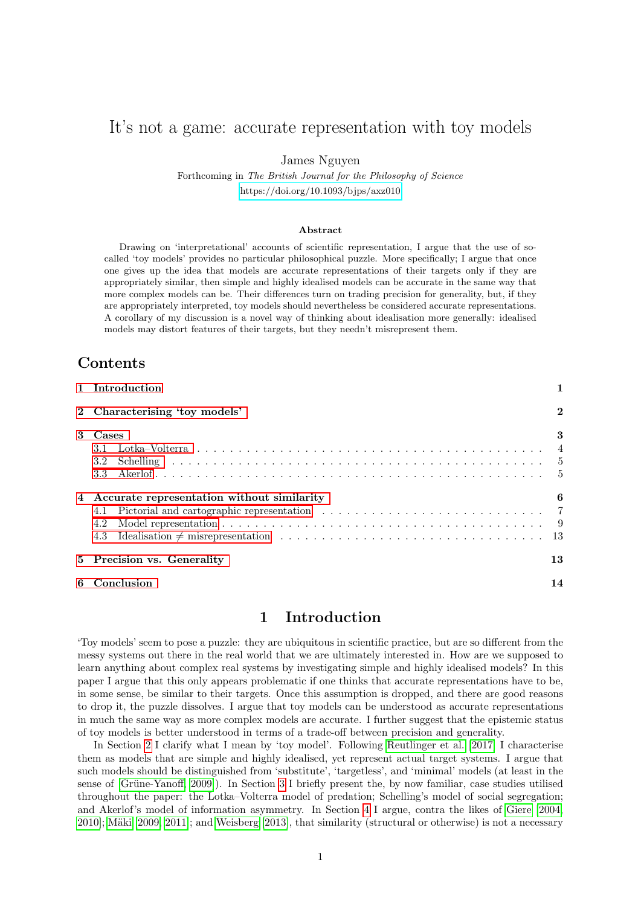# It's not a game: accurate representation with toy models

James Nguyen

Forthcoming in *The British Journal for the Philosophy of Science*

https://doi.org/10.1093/bjps/axz010

### Abstract

Drawing on 'interpretational' accounts of scientific representation, I argue that the use of so-called 'toy models' provides no particular philosophical puzzle. More specifically; I argue that once one gives up the idea that models are accurate representations of their targets only if they are appropriately similar, then simple and highly idealised models can be accurate in the same way that more complex models can be. Their differences turn on trading precision for generality, but, if they are appropriately interpreted, toy models should nevertheless be considered accurate representations. A corollary of my discussion is a novel way of thinking about idealisation more generally: idealised models may distort features of their targets, but they needn't misrepresent them.

## Contents

1 Introduction 1

2 Characterising 'toy models' 2

3 Cases 3
- 3.1 Lotka–Volterra 4
- 3.2 Schelling 5
- 3.3 Akerlof 5

4 Accurate representation without similarity 6
- 4.1 Pictorial and cartographic representation 7
- 4.2 Model representation 9
- 4.3 Idealisation ≠ misrepresentation 13

5 Precision vs. Generality 13

6 Conclusion 14

## 1 Introduction

'Toy models' seem to pose a puzzle: they are ubiquitous in scientific practice, but are so different from the messy systems out there in the real world that we are ultimately interested in. How are we supposed to learn anything about complex real systems by investigating simple and highly idealised models? In this paper I argue that this only appears problematic if one thinks that accurate representations have to be, in some sense, be similar to their targets. Once this assumption is dropped, and there are good reasons to drop it, the puzzle dissolves. I argue that toy models can be understood as accurate representations in much the same way as more complex models are accurate. I further suggest that the epistemic status of toy models is better understood in terms of a trade-off between precision and generality.

In Section 2 I clarify what I mean by 'toy model'. Following Reutlinger et al. (2017) I characterise them as models that are simple and highly idealised, yet represent actual target systems. I argue that such models should be distinguished from 'substitute', 'targetless', and 'minimal' models (at least in the sense of (Grüne-Yanoff, 2009)). In Section 3 I briefly present the, by now familiar, case studies utilised throughout the paper: the Lotka–Volterra model of predation; Schelling's model of social segregation; and Akerlof's model of information asymmetry. In Section 4 I argue, contra the likes of Giere (2004, 2010); Mäki (2009, 2011); and Weisberg (2013), that similarity (structural or otherwise) is not a necessary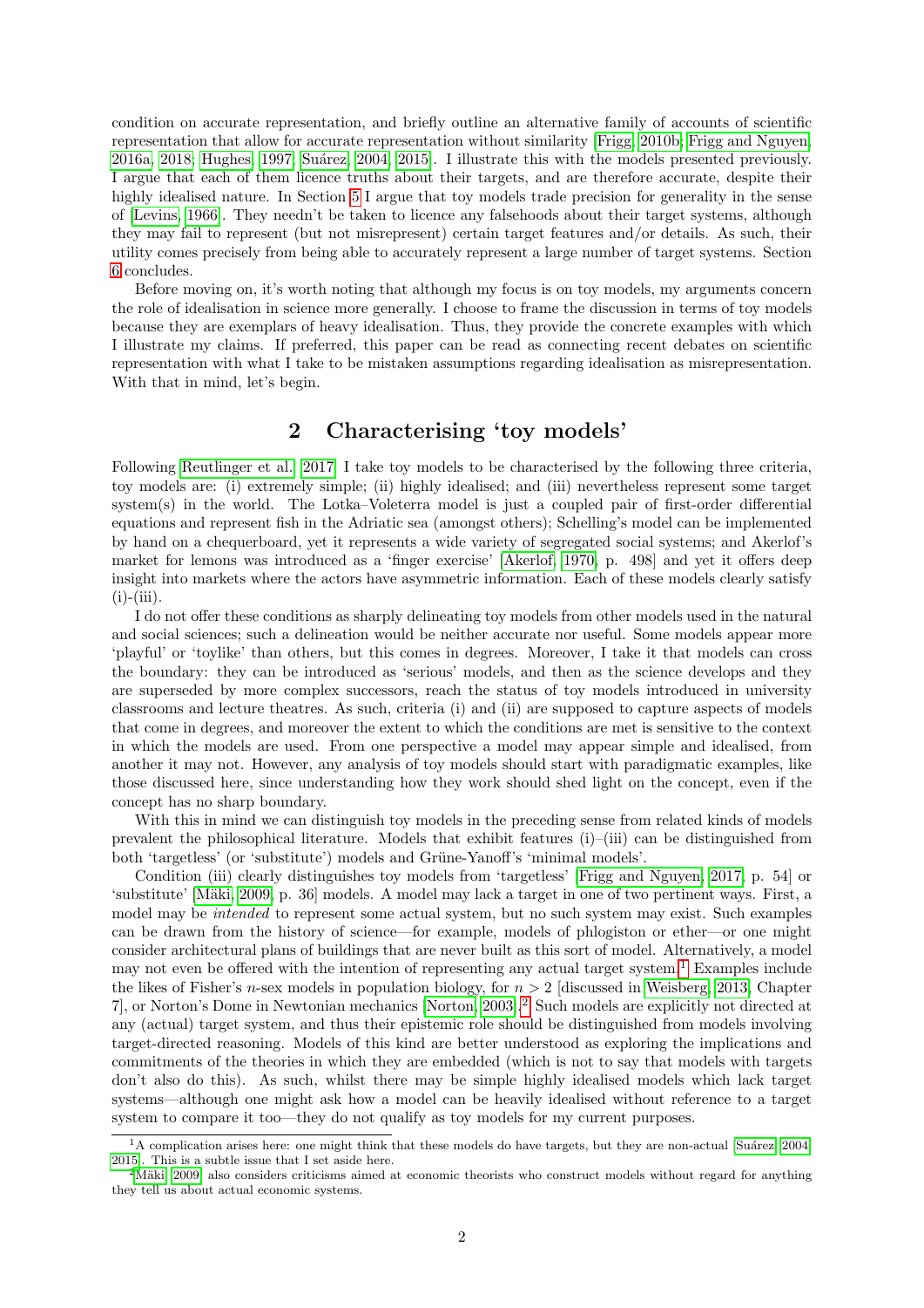condition on accurate representation, and briefly outline an alternative family of accounts of scientific representation that allow for accurate representation without similarity [Frigg, 2010b; Frigg and Nguyen, 2016a, 2018; Hughes, 1997; Suárez, 2004, 2015]. I illustrate this with the models presented previously. I argue that each of them licence truths about their targets, and are therefore accurate, despite their highly idealised nature. In Section 5 I argue that toy models trade precision for generality in the sense of [Levins, 1966]. They needn't be taken to licence any falsehoods about their target systems, although they may fail to represent (but not misrepresent) certain target features and/or details. As such, their utility comes precisely from being able to accurately represent a large number of target systems. Section 6 concludes.

Before moving on, it's worth noting that although my focus is on toy models, my arguments concern the role of idealisation in science more generally. I choose to frame the discussion in terms of toy models because they are exemplars of heavy idealisation. Thus, they provide the concrete examples with which I illustrate my claims. If preferred, this paper can be read as connecting recent debates on scientific representation with what I take to be mistaken assumptions regarding idealisation as misrepresentation. With that in mind, let's begin.

## 2 Characterising 'toy models'

Following Reutlinger et al. [2017] I take toy models to be characterised by the following three criteria, toy models are: (i) extremely simple; (ii) highly idealised; and (iii) nevertheless represent some target system(s) in the world. The Lotka–Voleterra model is just a coupled pair of first-order differential equations and represent fish in the Adriatic sea (amongst others); Schelling's model can be implemented by hand on a chequerboard, yet it represents a wide variety of segregated social systems; and Akerlof's market for lemons was introduced as a 'finger exercise' [Akerlof, 1970, p. 498] and yet it offers deep insight into markets where the actors have asymmetric information. Each of these models clearly satisfy (i)-(iii).

I do not offer these conditions as sharply delineating toy models from other models used in the natural and social sciences; such a delineation would be neither accurate nor useful. Some models appear more 'playful' or 'toylike' than others, but this comes in degrees. Moreover, I take it that models can cross the boundary: they can be introduced as 'serious' models, and then as the science develops and they are superseded by more complex successors, reach the status of toy models introduced in university classrooms and lecture theatres. As such, criteria (i) and (ii) are supposed to capture aspects of models that come in degrees, and moreover the extent to which the conditions are met is sensitive to the context in which the models are used. From one perspective a model may appear simple and idealised, from another it may not. However, any analysis of toy models should start with paradigmatic examples, like those discussed here, since understanding how they work should shed light on the concept, even if the concept has no sharp boundary.

With this in mind we can distinguish toy models in the preceding sense from related kinds of models prevalent the philosophical literature. Models that exhibit features (i)–(iii) can be distinguished from both 'targetless' (or 'substitute') models and Grüne-Yanoff's 'minimal models'.

Condition (iii) clearly distinguishes toy models from 'targetless' [Frigg and Nguyen, 2017, p. 54] or 'substitute' [Mäki, 2009, p. 36] models. A model may lack a target in one of two pertinent ways. First, a model may be *intended* to represent some actual system, but no such system may exist. Such examples can be drawn from the history of science—for example, models of phlogiston or ether—or one might consider architectural plans of buildings that are never built as this sort of model. Alternatively, a model may not even be offered with the intention of representing any actual target system.[1] Examples include the likes of Fisher's $n$-sex models in population biology, for $n > 2$ [discussed in Weisberg, 2013, Chapter 7], or Norton's Dome in Newtonian mechanics [Norton, 2003].[2] Such models are explicitly not directed at any (actual) target system, and thus their epistemic role should be distinguished from models involving target-directed reasoning. Models of this kind are better understood as exploring the implications and commitments of the theories in which they are embedded (which is not to say that models with targets don't also do this). As such, whilst there may be simple highly idealised models which lack target systems—although one might ask how a model can be heavily idealised without reference to a target system to compare it too—they do not qualify as toy models for my current purposes.

[1] A complication arises here: one might think that these models do have targets, but they are non-actual [Suárez, 2004, 2015]. This is a subtle issue that I set aside here.

[2] Mäki [2009] also considers criticisms aimed at economic theorists who construct models without regard for anything they tell us about actual economic systems.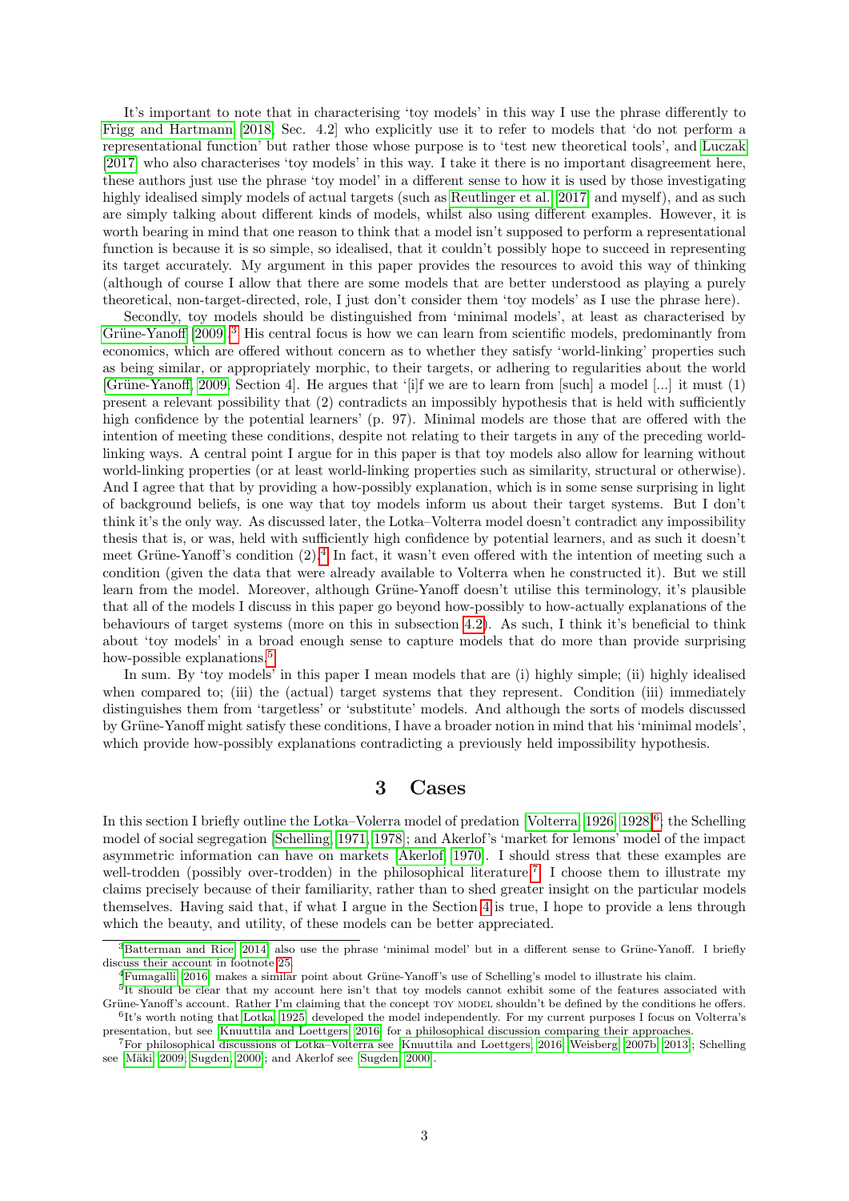It's important to note that in characterising 'toy models' in this way I use the phrase differently to Frigg and Hartmann [2018, Sec. 4.2] who explicitly use it to refer to models that 'do not perform a representational function' but rather those whose purpose is to 'test new theoretical tools', and Luczak [2017] who also characterises 'toy models' in this way. I take it there is no important disagreement here, these authors just use the phrase 'toy model' in a different sense to how it is used by those investigating highly idealised simply models of actual targets (such as Reutlinger et al. [2017] and myself), and as such are simply talking about different kinds of models, whilst also using different examples. However, it is worth bearing in mind that one reason to think that a model isn't supposed to perform a representational function is because it is so simple, so idealised, that it couldn't possibly hope to succeed in representing its target accurately. My argument in this paper provides the resources to avoid this way of thinking (although of course I allow that there are some models that are better understood as playing a purely theoretical, non-target-directed, role, I just don't consider them 'toy models' as I use the phrase here).

Secondly, toy models should be distinguished from 'minimal models', at least as characterised by Grüne-Yanoff [2009].[3] His central focus is how we can learn from scientific models, predominantly from economics, which are offered without concern as to whether they satisfy 'world-linking' properties such as being similar, or appropriately morphic, to their targets, or adhering to regularities about the world [Grüne-Yanoff, 2009, Section 4]. He argues that '[i]f we are to learn from [such] a model [...] it must (1) present a relevant possibility that (2) contradicts an impossibly hypothesis that is held with sufficiently high confidence by the potential learners' (p. 97). Minimal models are those that are offered with the intention of meeting these conditions, despite not relating to their targets in any of the preceding world-linking ways. A central point I argue for in this paper is that toy models also allow for learning without world-linking properties (or at least world-linking properties such as similarity, structural or otherwise). And I agree that that by providing a how-possibly explanation, which is in some sense surprising in light of background beliefs, is one way that toy models inform us about their target systems. But I don't think it's the only way. As discussed later, the Lotka–Volterra model doesn't contradict any impossibility thesis that is, or was, held with sufficiently high confidence by potential learners, and as such it doesn't meet Grüne-Yanoff's condition (2).[4] In fact, it wasn't even offered with the intention of meeting such a condition (given the data that were already available to Volterra when he constructed it). But we still learn from the model. Moreover, although Grüne-Yanoff doesn't utilise this terminology, it's plausible that all of the models I discuss in this paper go beyond how-possibly to how-actually explanations of the behaviours of target systems (more on this in subsection 4.2). As such, I think it's beneficial to think about 'toy models' in a broad enough sense to capture models that do more than provide surprising how-possible explanations.[5]

In sum. By 'toy models' in this paper I mean models that are (i) highly simple; (ii) highly idealised when compared to; (iii) the (actual) target systems that they represent. Condition (iii) immediately distinguishes them from 'targetless' or 'substitute' models. And although the sorts of models discussed by Grüne-Yanoff might satisfy these conditions, I have a broader notion in mind that his 'minimal models', which provide how-possibly explanations contradicting a previously held impossibility hypothesis.

## 3 Cases

In this section I briefly outline the Lotka–Volerra model of predation [Volterra, 1926, 1928][6]; the Schelling model of social segregation [Schelling, 1971, 1978]; and Akerlof's 'market for lemons' model of the impact asymmetric information can have on markets [Akerlof, 1970]. I should stress that these examples are well-trodden (possibly over-trodden) in the philosophical literature.[7] I choose them to illustrate my claims precisely because of their familiarity, rather than to shed greater insight on the particular models themselves. Having said that, if what I argue in the Section 4 is true, I hope to provide a lens through which the beauty, and utility, of these models can be better appreciated.

---

[3] Batterman and Rice [2014] also use the phrase 'minimal model' but in a different sense to Grüne-Yanoff. I briefly discuss their account in footnote 25.

[4] Fumagalli [2016] makes a similar point about Grüne-Yanoff's use of Schelling's model to illustrate his claim.

[5] It should be clear that my account here isn't that toy models cannot exhibit some of the features associated with Grüne-Yanoff's account. Rather I'm claiming that the concept TOY MODEL shouldn't be defined by the conditions he offers.

[6] It's worth noting that Lotka [1925] developed the model independently. For my current purposes I focus on Volterra's presentation, but see [Knuuttila and Loettgers, 2016] for a philosophical discussion comparing their approaches.

[7] For philosophical discussions of Lotka–Volterra see [Knuuttila and Loettgers, 2016, Weisberg, 2007b, 2013]; Schelling see [Mäki, 2009, Sugden, 2000]; and Akerlof see [Sugden, 2000].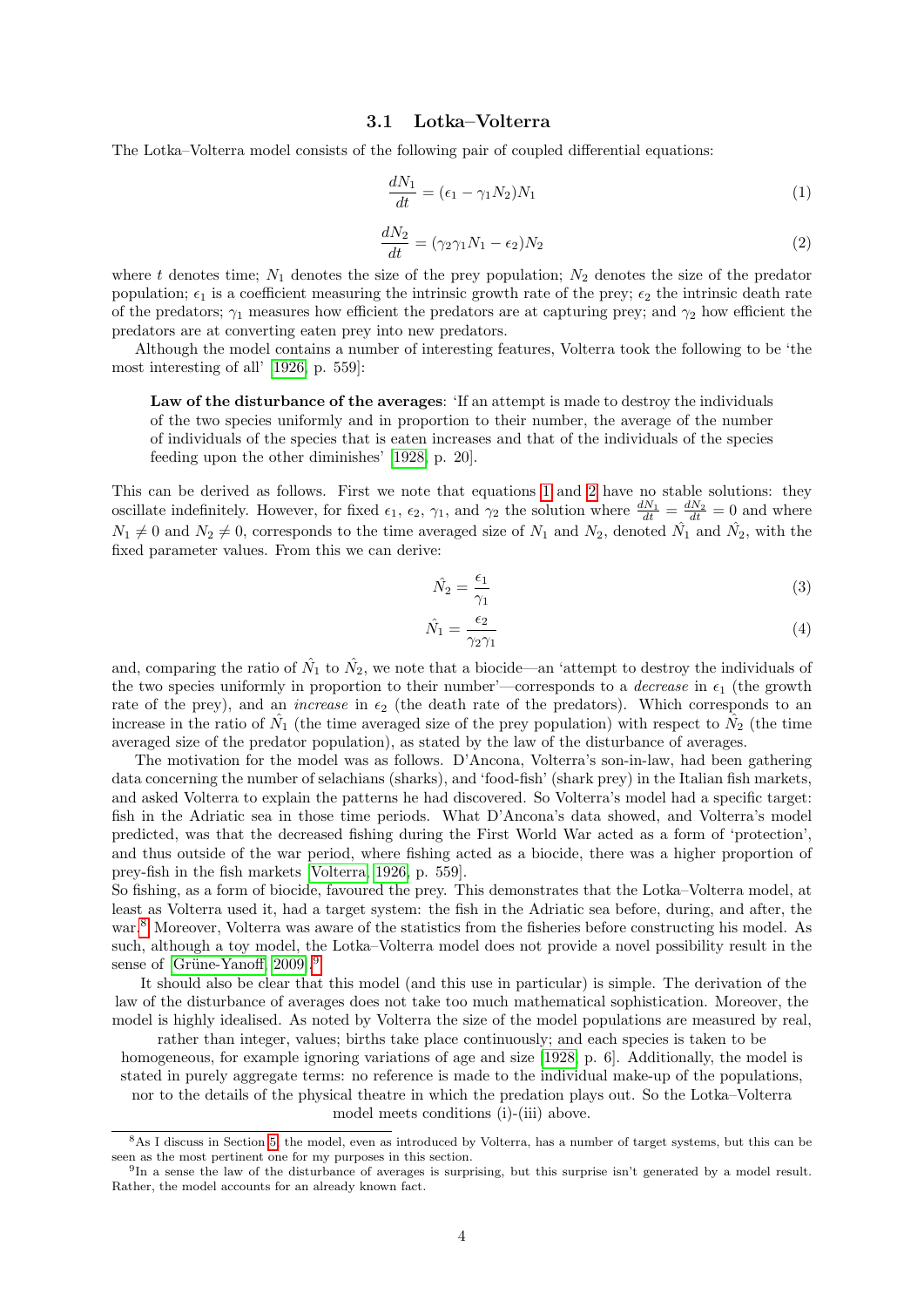### 3.1 Lotka–Volterra

The Lotka–Volterra model consists of the following pair of coupled differential equations:

$$\frac{dN_1}{dt} = (\epsilon_1 - \gamma_1 N_2)N_1 \tag{1}$$

$$\frac{dN_2}{dt} = (\gamma_2\gamma_1 N_1 - \epsilon_2)N_2 \tag{2}$$

where $t$ denotes time; $N_1$ denotes the size of the prey population; $N_2$ denotes the size of the predator population; $\epsilon_1$ is a coefficient measuring the intrinsic growth rate of the prey; $\epsilon_2$ the intrinsic death rate of the predators; $\gamma_1$ measures how efficient the predators are at capturing prey; and $\gamma_2$ how efficient the predators are at converting eaten prey into new predators.

Although the model contains a number of interesting features, Volterra took the following to be 'the most interesting of all' [1926, p. 559]:

> **Law of the disturbance of the averages**: 'If an attempt is made to destroy the individuals of the two species uniformly and in proportion to their number, the average of the number of individuals of the species that is eaten increases and that of the individuals of the species feeding upon the other diminishes' [1928, p. 20].

This can be derived as follows. First we note that equations 1 and 2 have no stable solutions: they oscillate indefinitely. However, for fixed $\epsilon_1$, $\epsilon_2$, $\gamma_1$, and $\gamma_2$ the solution where $\frac{dN_1}{dt} = \frac{dN_2}{dt} = 0$ and where $N_1 \neq 0$ and $N_2 \neq 0$, corresponds to the time averaged size of $N_1$ and $N_2$, denoted $\hat{N_1}$ and $\hat{N_2}$, with the fixed parameter values. From this we can derive:

$$\hat{N_2} = \frac{\epsilon_1}{\gamma_1} \tag{3}$$

$$\hat{N_1} = \frac{\epsilon_2}{\gamma_2\gamma_1} \tag{4}$$

and, comparing the ratio of $\hat{N_1}$ to $\hat{N_2}$, we note that a biocide—an 'attempt to destroy the individuals of the two species uniformly in proportion to their number'—corresponds to a *decrease* in $\epsilon_1$ (the growth rate of the prey), and an *increase* in $\epsilon_2$ (the death rate of the predators). Which corresponds to an increase in the ratio of $\hat{N_1}$ (the time averaged size of the prey population) with respect to $\hat{N_2}$ (the time averaged size of the predator population), as stated by the law of the disturbance of averages.

The motivation for the model was as follows. D'Ancona, Volterra's son-in-law, had been gathering data concerning the number of selachians (sharks), and 'food-fish' (shark prey) in the Italian fish markets, and asked Volterra to explain the patterns he had discovered. So Volterra's model had a specific target: fish in the Adriatic sea in those time periods. What D'Ancona's data showed, and Volterra's model predicted, was that the decreased fishing during the First World War acted as a form of 'protection', and thus outside of the war period, where fishing acted as a biocide, there was a higher proportion of prey-fish in the fish markets [Volterra, 1926, p. 559].

So fishing, as a form of biocide, favoured the prey. This demonstrates that the Lotka–Volterra model, at least as Volterra used it, had a target system: the fish in the Adriatic sea before, during, and after, the war.[8] Moreover, Volterra was aware of the statistics from the fisheries before constructing his model. As such, although a toy model, the Lotka–Volterra model does not provide a novel possibility result in the sense of [Grüne-Yanoff, 2009].[9]

It should also be clear that this model (and this use in particular) is simple. The derivation of the law of the disturbance of averages does not take too much mathematical sophistication. Moreover, the model is highly idealised. As noted by Volterra the size of the model populations are measured by real, rather than integer, values; births take place continuously; and each species is taken to be homogeneous, for example ignoring variations of age and size [1928, p. 6]. Additionally, the model is stated in purely aggregate terms: no reference is made to the individual make-up of the populations, nor to the details of the physical theatre in which the predation plays out. So the Lotka–Volterra model meets conditions (i)-(iii) above.

---

[8] As I discuss in Section 5, the model, even as introduced by Volterra, has a number of target systems, but this can be seen as the most pertinent one for my purposes in this section.

[9] In a sense the law of the disturbance of averages is surprising, but this surprise isn't generated by a model result. Rather, the model accounts for an already known fact.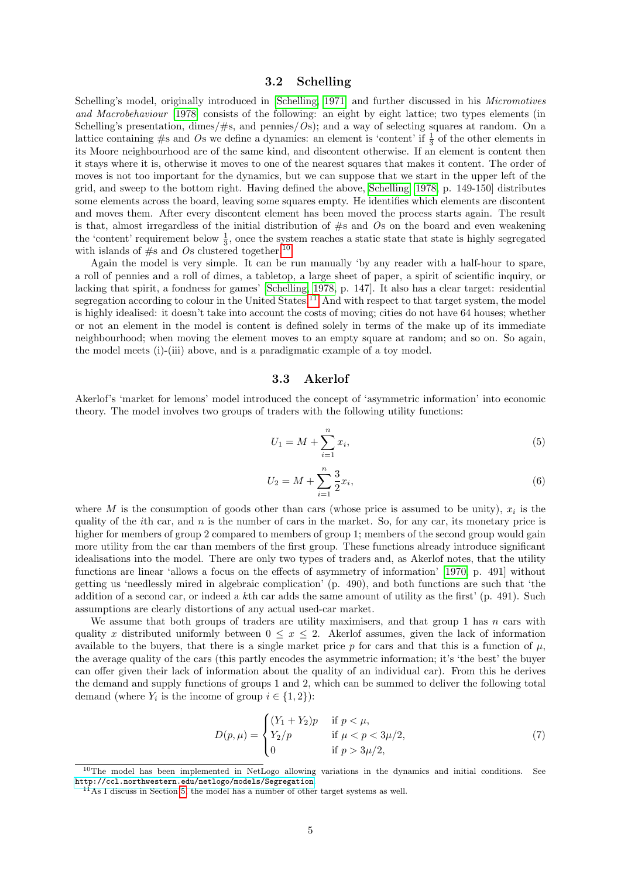### 3.2 Schelling

Schelling's model, originally introduced in [Schelling, 1971] and further discussed in his *Micromotives and Macrobehaviour* [1978] consists of the following: an eight by eight lattice; two types elements (in Schelling's presentation, dimes/#s, and pennies/$O$s); and a way of selecting squares at random. On a lattice containing #s and $O$s we define a dynamics: an element is 'content' if $\frac{1}{3}$ of the other elements in its Moore neighbourhood are of the same kind, and discontent otherwise. If an element is content then it stays where it is, otherwise it moves to one of the nearest squares that makes it content. The order of moves is not too important for the dynamics, but we can suppose that we start in the upper left of the grid, and sweep to the bottom right. Having defined the above, [Schelling, 1978, p. 149-150] distributes some elements across the board, leaving some squares empty. He identifies which elements are discontent and moves them. After every discontent element has been moved the process starts again. The result is that, almost irregardless of the initial distribution of #s and $O$s on the board and even weakening the 'content' requirement below $\frac{1}{3}$, once the system reaches a static state that state is highly segregated with islands of #s and $O$s clustered together.[10]

Again the model is very simple. It can be run manually 'by any reader with a half-hour to spare, a roll of pennies and a roll of dimes, a tabletop, a large sheet of paper, a spirit of scientific inquiry, or lacking that spirit, a fondness for games' [Schelling, 1978, p. 147]. It also has a clear target: residential segregation according to colour in the United States.[11] And with respect to that target system, the model is highly idealised: it doesn't take into account the costs of moving; cities do not have 64 houses; whether or not an element in the model is content is defined solely in terms of the make up of its immediate neighbourhood; when moving the element moves to an empty square at random; and so on. So again, the model meets (i)-(iii) above, and is a paradigmatic example of a toy model.

### 3.3 Akerlof

Akerlof's 'market for lemons' model introduced the concept of 'asymmetric information' into economic theory. The model involves two groups of traders with the following utility functions:

$$U_1 = M + \sum_{i=1}^{n} x_i, \tag{5}$$

$$U_2 = M + \sum_{i=1}^{n} \frac{3}{2} x_i, \tag{6}$$

where $M$ is the consumption of goods other than cars (whose price is assumed to be unity), $x_i$ is the quality of the $i$th car, and $n$ is the number of cars in the market. So, for any car, its monetary price is higher for members of group 2 compared to members of group 1; members of the second group would gain more utility from the car than members of the first group. These functions already introduce significant idealisations into the model. There are only two types of traders and, as Akerlof notes, that the utility functions are linear 'allows a focus on the effects of asymmetry of information' [1970, p. 491] without getting us 'needlessly mired in algebraic complication' (p. 490), and both functions are such that 'the addition of a second car, or indeed a $k$th car adds the same amount of utility as the first' (p. 491). Such assumptions are clearly distortions of any actual used-car market.

We assume that both groups of traders are utility maximisers, and that group 1 has $n$ cars with quality $x$ distributed uniformly between $0 \leq x \leq 2$. Akerlof assumes, given the lack of information available to the buyers, that there is a single market price $p$ for cars and that this is a function of $\mu$, the average quality of the cars (this partly encodes the asymmetric information; it's 'the best' the buyer can offer given their lack of information about the quality of an individual car). From this he derives the demand and supply functions of groups 1 and 2, which can be summed to deliver the following total demand (where $Y_i$ is the income of group $i \in \{1, 2\}$):

$$D(p, \mu) = \begin{cases} (Y_1 + Y_2)p & \text{if } p < \mu, \\ Y_2/p & \text{if } \mu < p < 3\mu/2, \\ 0 & \text{if } p > 3\mu/2, \end{cases} \tag{7}$$

[10] The model has been implemented in NetLogo allowing variations in the dynamics and initial conditions. See http://ccl.northwestern.edu/netlogo/models/Segregation

[11] As I discuss in Section 5, the model has a number of other target systems as well.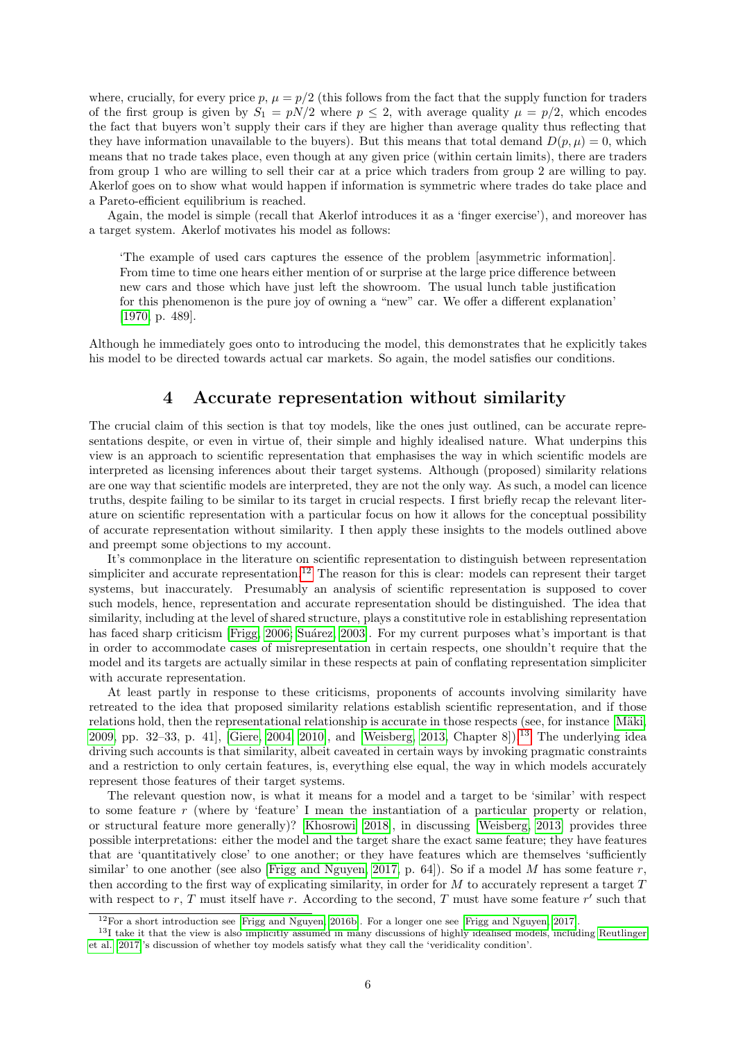where, crucially, for every price $p$, $\mu = p/2$ (this follows from the fact that the supply function for traders of the first group is given by $S_1 = pN/2$ where $p \leq 2$, with average quality $\mu = p/2$, which encodes the fact that buyers won't supply their cars if they are higher than average quality thus reflecting that they have information unavailable to the buyers). But this means that total demand $D(p, \mu) = 0$, which means that no trade takes place, even though at any given price (within certain limits), there are traders from group 1 who are willing to sell their car at a price which traders from group 2 are willing to pay. Akerlof goes on to show what would happen if information is symmetric where trades do take place and a Pareto-efficient equilibrium is reached.

Again, the model is simple (recall that Akerlof introduces it as a 'finger exercise'), and moreover has a target system. Akerlof motivates his model as follows:

> 'The example of used cars captures the essence of the problem [asymmetric information]. From time to time one hears either mention of or surprise at the large price difference between new cars and those which have just left the showroom. The usual lunch table justification for this phenomenon is the pure joy of owning a "new" car. We offer a different explanation' [1970, p. 489].

Although he immediately goes onto to introducing the model, this demonstrates that he explicitly takes his model to be directed towards actual car markets. So again, the model satisfies our conditions.

## 4 Accurate representation without similarity

The crucial claim of this section is that toy models, like the ones just outlined, can be accurate representations despite, or even in virtue of, their simple and highly idealised nature. What underpins this view is an approach to scientific representation that emphasises the way in which scientific models are interpreted as licensing inferences about their target systems. Although (proposed) similarity relations are one way that scientific models are interpreted, they are not the only way. As such, a model can licence truths, despite failing to be similar to its target in crucial respects. I first briefly recap the relevant literature on scientific representation with a particular focus on how it allows for the conceptual possibility of accurate representation without similarity. I then apply these insights to the models outlined above and preempt some objections to my account.

It's commonplace in the literature on scientific representation to distinguish between representation simpliciter and accurate representation.[12] The reason for this is clear: models can represent their target systems, but inaccurately. Presumably an analysis of scientific representation is supposed to cover such models, hence, representation and accurate representation should be distinguished. The idea that similarity, including at the level of shared structure, plays a constitutive role in establishing representation has faced sharp criticism [Frigg, 2006; Suárez, 2003]. For my current purposes what's important is that in order to accommodate cases of misrepresentation in certain respects, one shouldn't require that the model and its targets are actually similar in these respects at pain of conflating representation simpliciter with accurate representation.

At least partly in response to these criticisms, proponents of accounts involving similarity have retreated to the idea that proposed similarity relations establish scientific representation, and if those relations hold, then the representational relationship is accurate in those respects (see, for instance [Mäki, 2009, pp. 32–33, p. 41], [Giere, 2004, 2010], and [Weisberg, 2013, Chapter 8]).[13] The underlying idea driving such accounts is that similarity, albeit caveated in certain ways by invoking pragmatic constraints and a restriction to only certain features, is, everything else equal, the way in which models accurately represent those features of their target systems.

The relevant question now, is what it means for a model and a target to be 'similar' with respect to some feature $r$ (where by 'feature' I mean the instantiation of a particular property or relation, or structural feature more generally)? Khosrowi [2018], in discussing Weisberg [2013] provides three possible interpretations: either the model and the target share the exact same feature; they have features that are 'quantitatively close' to one another; or they have features which are themselves 'sufficiently similar' to one another (see also [Frigg and Nguyen, 2017, p. 64]). So if a model $M$ has some feature $r$, then according to the first way of explicating similarity, in order for $M$ to accurately represent a target $T$ with respect to $r$, $T$ must itself have $r$. According to the second, $T$ must have some feature $r'$ such that

[12] For a short introduction see Frigg and Nguyen [2016b]. For a longer one see Frigg and Nguyen [2017].

[13] I take it that the view is also implicitly assumed in many discussions of highly idealised models, including Reutlinger et al. [2017]'s discussion of whether toy models satisfy what they call the 'veridicality condition'.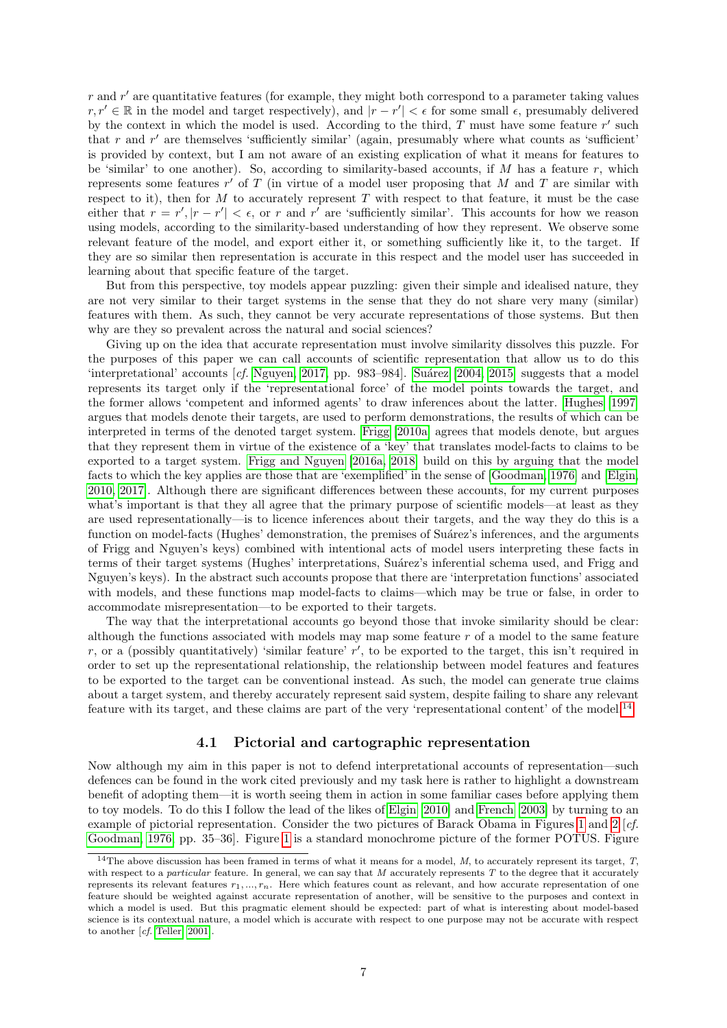$r$ and $r'$ are quantitative features (for example, they might both correspond to a parameter taking values $r, r' \in \mathbb{R}$ in the model and target respectively), and $|r - r'| < \epsilon$ for some small $\epsilon$, presumably delivered by the context in which the model is used. According to the third, $T$ must have some feature $r'$ such that $r$ and $r'$ are themselves 'sufficiently similar' (again, presumably where what counts as 'sufficient' is provided by context, but I am not aware of an existing explication of what it means for features to be 'similar' to one another). So, according to similarity-based accounts, if $M$ has a feature $r$, which represents some features $r'$ of $T$ (in virtue of a model user proposing that $M$ and $T$ are similar with respect to it), then for $M$ to accurately represent $T$ with respect to that feature, it must be the case either that $r = r', |r - r'| < \epsilon$, or $r$ and $r'$ are 'sufficiently similar'. This accounts for how we reason using models, according to the similarity-based understanding of how they represent. We observe some relevant feature of the model, and export either it, or something sufficiently like it, to the target. If they are so similar then representation is accurate in this respect and the model user has succeeded in learning about that specific feature of the target.

But from this perspective, toy models appear puzzling: given their simple and idealised nature, they are not very similar to their target systems in the sense that they do not share very many (similar) features with them. As such, they cannot be very accurate representations of those systems. But then why are they so prevalent across the natural and social sciences?

Giving up on the idea that accurate representation must involve similarity dissolves this puzzle. For the purposes of this paper we can call accounts of scientific representation that allow us to do this 'interpretational' accounts [*cf.* Nguyen, 2017, pp. 983–984]. Suárez [2004, 2015] suggests that a model represents its target only if the 'representational force' of the model points towards the target, and the former allows 'competent and informed agents' to draw inferences about the latter. Hughes [1997] argues that models denote their targets, are used to perform demonstrations, the results of which can be interpreted in terms of the denoted target system. Frigg [2010a] agrees that models denote, but argues that they represent them in virtue of the existence of a 'key' that translates model-facts to claims to be exported to a target system. Frigg and Nguyen [2016a, 2018] build on this by arguing that the model facts to which the key applies are those that are 'exemplified' in the sense of [Goodman, 1976] and Elgin, 2010, 2017]. Although there are significant differences between these accounts, for my current purposes what's important is that they all agree that the primary purpose of scientific models—at least as they are used representationally—is to licence inferences about their targets, and the way they do this is a function on model-facts (Hughes' demonstration, the premises of Suárez's inferences, and the arguments of Frigg and Nguyen's keys) combined with intentional acts of model users interpreting these facts in terms of their target systems (Hughes' interpretations, Suárez's inferential schema used, and Frigg and Nguyen's keys). In the abstract such accounts propose that there are 'interpretation functions' associated with models, and these functions map model-facts to claims—which may be true or false, in order to accommodate misrepresentation—to be exported to their targets.

The way that the interpretational accounts go beyond those that invoke similarity should be clear: although the functions associated with models may map some feature $r$ of a model to the same feature $r$, or a (possibly quantitatively) 'similar feature' $r'$, to be exported to the target, this isn't required in order to set up the representational relationship, the relationship between model features and features to be exported to the target can be conventional instead. As such, the model can generate true claims about a target system, and thereby accurately represent said system, despite failing to share any relevant feature with its target, and these claims are part of the very 'representational content' of the model.[14]

### 4.1 Pictorial and cartographic representation

Now although my aim in this paper is not to defend interpretational accounts of representation—such defences can be found in the work cited previously and my task here is rather to highlight a downstream benefit of adopting them—it is worth seeing them in action in some familiar cases before applying them to toy models. To do this I follow the lead of the likes of Elgin [2010] and French [2003] by turning to an example of pictorial representation. Consider the two pictures of Barack Obama in Figures 1 and 2 [*cf.* Goodman, 1976, pp. 35–36]. Figure 1 is a standard monochrome picture of the former POTUS. Figure

[14] The above discussion has been framed in terms of what it means for a model, $M$, to accurately represent its target, $T$, with respect to a *particular* feature. In general, we can say that $M$ accurately represents $T$ to the degree that it accurately represents its relevant features $r_1, ..., r_n$. Here which features count as relevant, and how accurate representation of one feature should be weighted against accurate representation of another, will be sensitive to the purposes and context in which a model is used. But this pragmatic element should be expected: part of what is interesting about model-based science is its contextual nature, a model which is accurate with respect to one purpose may not be accurate with respect to another [*cf.* Teller, 2001].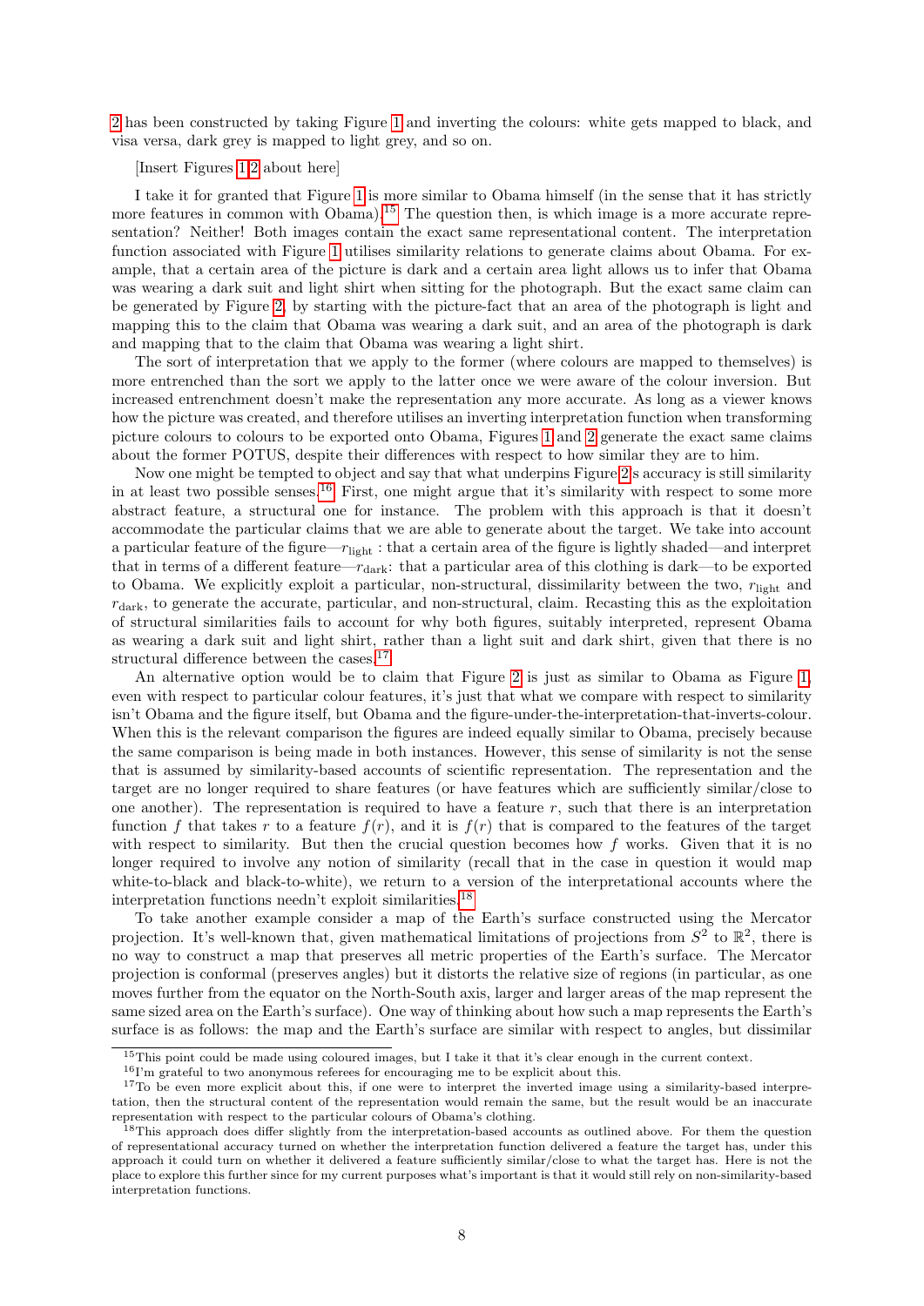2 has been constructed by taking Figure 1 and inverting the colours: white gets mapped to black, and visa versa, dark grey is mapped to light grey, and so on.

[Insert Figures 1-2 about here]

I take it for granted that Figure 1 is more similar to Obama himself (in the sense that it has strictly more features in common with Obama).[15] The question then, is which image is a more accurate representation? Neither! Both images contain the exact same representational content. The interpretation function associated with Figure 1 utilises similarity relations to generate claims about Obama. For example, that a certain area of the picture is dark and a certain area light allows us to infer that Obama was wearing a dark suit and light shirt when sitting for the photograph. But the exact same claim can be generated by Figure 2, by starting with the picture-fact that an area of the photograph is light and mapping this to the claim that Obama was wearing a dark suit, and an area of the photograph is dark and mapping that to the claim that Obama was wearing a light shirt.

The sort of interpretation that we apply to the former (where colours are mapped to themselves) is more entrenched than the sort we apply to the latter once we were aware of the colour inversion. But increased entrenchment doesn't make the representation any more accurate. As long as a viewer knows how the picture was created, and therefore utilises an inverting interpretation function when transforming picture colours to colours to be exported onto Obama, Figures 1 and 2 generate the exact same claims about the former POTUS, despite their differences with respect to how similar they are to him.

Now one might be tempted to object and say that what underpins Figure 2's accuracy is still similarity in at least two possible senses.[16] First, one might argue that it's similarity with respect to some more abstract feature, a structural one for instance. The problem with this approach is that it doesn't accommodate the particular claims that we are able to generate about the target. We take into account a particular feature of the figure—$r_{\text{light}}$ : that a certain area of the figure is lightly shaded—and interpret that in terms of a different feature—$r_{\text{dark}}$: that a particular area of this clothing is dark—to be exported to Obama. We explicitly exploit a particular, non-structural, dissimilarity between the two, $r_{\text{light}}$ and $r_{\text{dark}}$, to generate the accurate, particular, and non-structural, claim. Recasting this as the exploitation of structural similarities fails to account for why both figures, suitably interpreted, represent Obama as wearing a dark suit and light shirt, rather than a light suit and dark shirt, given that there is no structural difference between the cases.[17]

An alternative option would be to claim that Figure 2 is just as similar to Obama as Figure 1, even with respect to particular colour features, it's just that what we compare with respect to similarity isn't Obama and the figure itself, but Obama and the figure-under-the-interpretation-that-inverts-colour. When this is the relevant comparison the figures are indeed equally similar to Obama, precisely because the same comparison is being made in both instances. However, this sense of similarity is not the sense that is assumed by similarity-based accounts of scientific representation. The representation and the target are no longer required to share features (or have features which are sufficiently similar/close to one another). The representation is required to have a feature $r$, such that there is an interpretation function $f$ that takes $r$ to a feature $f(r)$, and it is $f(r)$ that is compared to the features of the target with respect to similarity. But then the crucial question becomes how $f$ works. Given that it is no longer required to involve any notion of similarity (recall that in the case in question it would map white-to-black and black-to-white), we return to a version of the interpretational accounts where the interpretation functions needn't exploit similarities.[18]

To take another example consider a map of the Earth's surface constructed using the Mercator projection. It's well-known that, given mathematical limitations of projections from $S^2$ to $\mathbb{R}^2$, there is no way to construct a map that preserves all metric properties of the Earth's surface. The Mercator projection is conformal (preserves angles) but it distorts the relative size of regions (in particular, as one moves further from the equator on the North-South axis, larger and larger areas of the map represent the same sized area on the Earth's surface). One way of thinking about how such a map represents the Earth's surface is as follows: the map and the Earth's surface are similar with respect to angles, but dissimilar

[15] This point could be made using coloured images, but I take it that it's clear enough in the current context.

[16] I'm grateful to two anonymous referees for encouraging me to be explicit about this.

[17] To be even more explicit about this, if one were to interpret the inverted image using a similarity-based interpretation, then the structural content of the representation would remain the same, but the result would be an inaccurate representation with respect to the particular colours of Obama's clothing.

[18] This approach does differ slightly from the interpretation-based accounts as outlined above. For them the question of representational accuracy turned on whether the interpretation function delivered a feature the target has, under this approach it could turn on whether it delivered a feature sufficiently similar/close to what the target has. Here is not the place to explore this further since for my current purposes what's important is that it would still rely on non-similarity-based interpretation functions.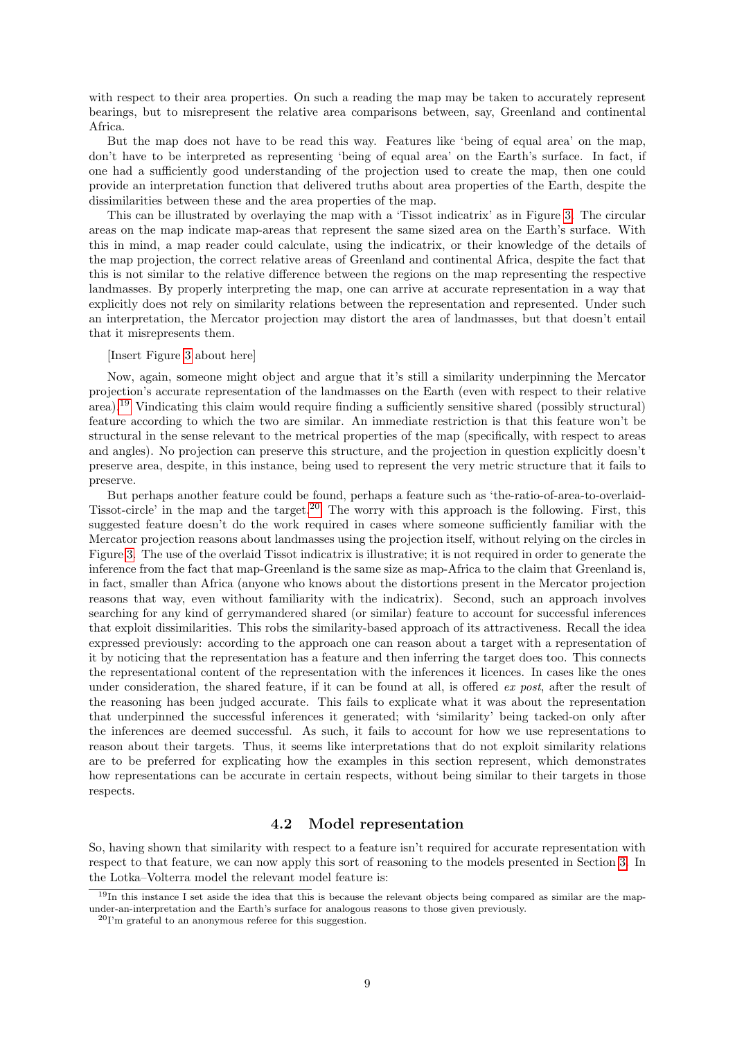with respect to their area properties. On such a reading the map may be taken to accurately represent bearings, but to misrepresent the relative area comparisons between, say, Greenland and continental Africa.

But the map does not have to be read this way. Features like 'being of equal area' on the map, don't have to be interpreted as representing 'being of equal area' on the Earth's surface. In fact, if one had a sufficiently good understanding of the projection used to create the map, then one could provide an interpretation function that delivered truths about area properties of the Earth, despite the dissimilarities between these and the area properties of the map.

This can be illustrated by overlaying the map with a 'Tissot indicatrix' as in Figure 3. The circular areas on the map indicate map-areas that represent the same sized area on the Earth's surface. With this in mind, a map reader could calculate, using the indicatrix, or their knowledge of the details of the map projection, the correct relative areas of Greenland and continental Africa, despite the fact that this is not similar to the relative difference between the regions on the map representing the respective landmasses. By properly interpreting the map, one can arrive at accurate representation in a way that explicitly does not rely on similarity relations between the representation and represented. Under such an interpretation, the Mercator projection may distort the area of landmasses, but that doesn't entail that it misrepresents them.

[Insert Figure 3 about here]

Now, again, someone might object and argue that it's still a similarity underpinning the Mercator projection's accurate representation of the landmasses on the Earth (even with respect to their relative area).[19] Vindicating this claim would require finding a sufficiently sensitive shared (possibly structural) feature according to which the two are similar. An immediate restriction is that this feature won't be structural in the sense relevant to the metrical properties of the map (specifically, with respect to areas and angles). No projection can preserve this structure, and the projection in question explicitly doesn't preserve area, despite, in this instance, being used to represent the very metric structure that it fails to preserve.

But perhaps another feature could be found, perhaps a feature such as 'the-ratio-of-area-to-overlaid-Tissot-circle' in the map and the target.[20] The worry with this approach is the following. First, this suggested feature doesn't do the work required in cases where someone sufficiently familiar with the Mercator projection reasons about landmasses using the projection itself, without relying on the circles in Figure 3. The use of the overlaid Tissot indicatrix is illustrative; it is not required in order to generate the inference from the fact that map-Greenland is the same size as map-Africa to the claim that Greenland is, in fact, smaller than Africa (anyone who knows about the distortions present in the Mercator projection reasons that way, even without familiarity with the indicatrix). Second, such an approach involves searching for any kind of gerrymandered shared (or similar) feature to account for successful inferences that exploit dissimilarities. This robs the similarity-based approach of its attractiveness. Recall the idea expressed previously: according to the approach one can reason about a target with a representation of it by noticing that the representation has a feature and then inferring the target does too. This connects the representational content of the representation with the inferences it licences. In cases like the ones under consideration, the shared feature, if it can be found at all, is offered *ex post*, after the result of the reasoning has been judged accurate. This fails to explicate what it was about the representation that underpinned the successful inferences it generated; with 'similarity' being tacked-on only after the inferences are deemed successful. As such, it fails to account for how we use representations to reason about their targets. Thus, it seems like interpretations that do not exploit similarity relations are to be preferred for explicating how the examples in this section represent, which demonstrates how representations can be accurate in certain respects, without being similar to their targets in those respects.

### 4.2 Model representation

So, having shown that similarity with respect to a feature isn't required for accurate representation with respect to that feature, we can now apply this sort of reasoning to the models presented in Section 3. In the Lotka–Volterra model the relevant model feature is:

[19] In this instance I set aside the idea that this is because the relevant objects being compared as similar are the map-under-an-interpretation and the Earth's surface for analogous reasons to those given previously.

[20] I'm grateful to an anonymous referee for this suggestion.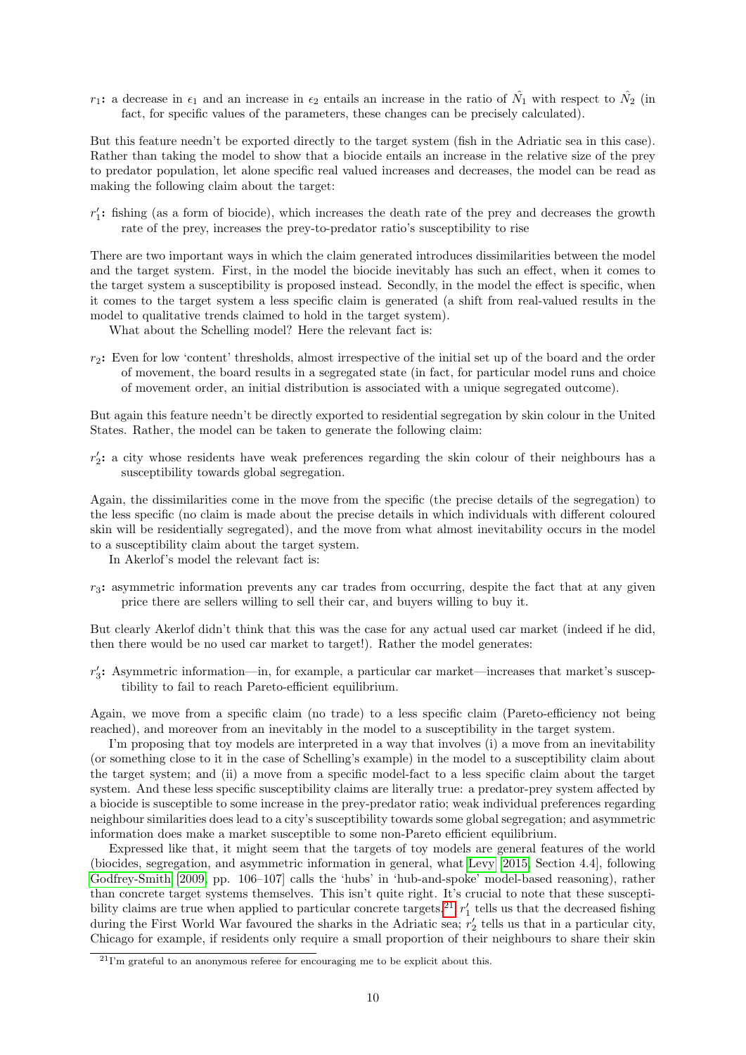**$r_1$:** a decrease in $\epsilon_1$ and an increase in $\epsilon_2$ entails an increase in the ratio of $\hat{N}_1$ with respect to $\hat{N}_2$ (in fact, for specific values of the parameters, these changes can be precisely calculated).

But this feature needn't be exported directly to the target system (fish in the Adriatic sea in this case). Rather than taking the model to show that a biocide entails an increase in the relative size of the prey to predator population, let alone specific real valued increases and decreases, the model can be read as making the following claim about the target:

**$r'_1$:** fishing (as a form of biocide), which increases the death rate of the prey and decreases the growth rate of the prey, increases the prey-to-predator ratio's susceptibility to rise

There are two important ways in which the claim generated introduces dissimilarities between the model and the target system. First, in the model the biocide inevitably has such an effect, when it comes to the target system a susceptibility is proposed instead. Secondly, in the model the effect is specific, when it comes to the target system a less specific claim is generated (a shift from real-valued results in the model to qualitative trends claimed to hold in the target system).

What about the Schelling model? Here the relevant fact is:

**$r_2$:** Even for low 'content' thresholds, almost irrespective of the initial set up of the board and the order of movement, the board results in a segregated state (in fact, for particular model runs and choice of movement order, an initial distribution is associated with a unique segregated outcome).

But again this feature needn't be directly exported to residential segregation by skin colour in the United States. Rather, the model can be taken to generate the following claim:

**$r'_2$:** a city whose residents have weak preferences regarding the skin colour of their neighbours has a susceptibility towards global segregation.

Again, the dissimilarities come in the move from the specific (the precise details of the segregation) to the less specific (no claim is made about the precise details in which individuals with different coloured skin will be residentially segregated), and the move from what almost inevitability occurs in the model to a susceptibility claim about the target system.

In Akerlof's model the relevant fact is:

**$r_3$:** asymmetric information prevents any car trades from occurring, despite the fact that at any given price there are sellers willing to sell their car, and buyers willing to buy it.

But clearly Akerlof didn't think that this was the case for any actual used car market (indeed if he did, then there would be no used car market to target!). Rather the model generates:

**$r'_3$:** Asymmetric information—in, for example, a particular car market—increases that market's susceptibility to fail to reach Pareto-efficient equilibrium.

Again, we move from a specific claim (no trade) to a less specific claim (Pareto-efficiency not being reached), and moreover from an inevitably in the model to a susceptibility in the target system.

I'm proposing that toy models are interpreted in a way that involves (i) a move from an inevitability (or something close to it in the case of Schelling's example) in the model to a susceptibility claim about the target system; and (ii) a move from a specific model-fact to a less specific claim about the target system. And these less specific susceptibility claims are literally true: a predator-prey system affected by a biocide is susceptible to some increase in the prey-predator ratio; weak individual preferences regarding neighbour similarities does lead to a city's susceptibility towards some global segregation; and asymmetric information does make a market susceptible to some non-Pareto efficient equilibrium.

Expressed like that, it might seem that the targets of toy models are general features of the world (biocides, segregation, and asymmetric information in general, what Levy [2015, Section 4.4], following Godfrey-Smith [2009, pp. 106–107] calls the 'hubs' in 'hub-and-spoke' model-based reasoning), rather than concrete target systems themselves. This isn't quite right. It's crucial to note that these susceptibility claims are true when applied to particular concrete targets.[21] $r'_1$ tells us that the decreased fishing during the First World War favoured the sharks in the Adriatic sea; $r'_2$ tells us that in a particular city, Chicago for example, if residents only require a small proportion of their neighbours to share their skin

[21] I'm grateful to an anonymous referee for encouraging me to be explicit about this.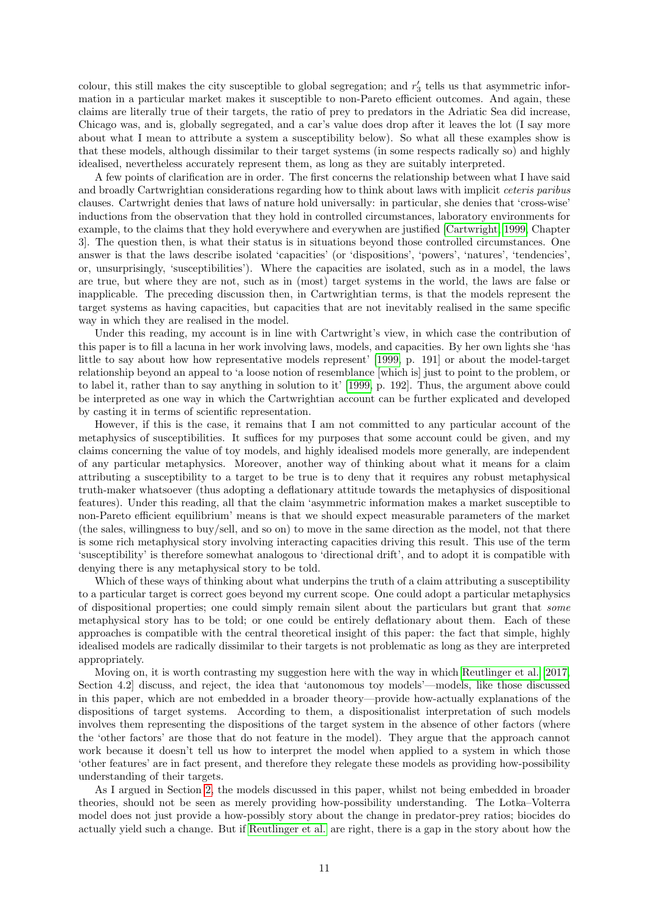colour, this still makes the city susceptible to global segregation; and $r_3'$ tells us that asymmetric information in a particular market makes it susceptible to non-Pareto efficient outcomes. And again, these claims are literally true of their targets, the ratio of prey to predators in the Adriatic Sea did increase, Chicago was, and is, globally segregated, and a car's value does drop after it leaves the lot (I say more about what I mean to attribute a system a susceptibility below). So what all these examples show is that these models, although dissimilar to their target systems (in some respects radically so) and highly idealised, nevertheless accurately represent them, as long as they are suitably interpreted.

A few points of clarification are in order. The first concerns the relationship between what I have said and broadly Cartwrightian considerations regarding how to think about laws with implicit *ceteris paribus* clauses. Cartwright denies that laws of nature hold universally: in particular, she denies that 'cross-wise' inductions from the observation that they hold in controlled circumstances, laboratory environments for example, to the claims that they hold everywhere and everywhen are justified [Cartwright, 1999, Chapter 3]. The question then, is what their status is in situations beyond those controlled circumstances. One answer is that the laws describe isolated 'capacities' (or 'dispositions', 'powers', 'natures', 'tendencies', or, unsurprisingly, 'susceptibilities'). Where the capacities are isolated, such as in a model, the laws are true, but where they are not, such as in (most) target systems in the world, the laws are false or inapplicable. The preceding discussion then, in Cartwrightian terms, is that the models represent the target systems as having capacities, but capacities that are not inevitably realised in the same specific way in which they are realised in the model.

Under this reading, my account is in line with Cartwright's view, in which case the contribution of this paper is to fill a lacuna in her work involving laws, models, and capacities. By her own lights she 'has little to say about how how representative models represent' [1999, p. 191] or about the model-target relationship beyond an appeal to 'a loose notion of resemblance [which is] just to point to the problem, or to label it, rather than to say anything in solution to it' [1999, p. 192]. Thus, the argument above could be interpreted as one way in which the Cartwrightian account can be further explicated and developed by casting it in terms of scientific representation.

However, if this is the case, it remains that I am not committed to any particular account of the metaphysics of susceptibilities. It suffices for my purposes that some account could be given, and my claims concerning the value of toy models, and highly idealised models more generally, are independent of any particular metaphysics. Moreover, another way of thinking about what it means for a claim attributing a susceptibility to a target to be true is to deny that it requires any robust metaphysical truth-maker whatsoever (thus adopting a deflationary attitude towards the metaphysics of dispositional features). Under this reading, all that the claim 'asymmetric information makes a market susceptible to non-Pareto efficient equilibrium' means is that we should expect measurable parameters of the market (the sales, willingness to buy/sell, and so on) to move in the same direction as the model, not that there is some rich metaphysical story involving interacting capacities driving this result. This use of the term 'susceptibility' is therefore somewhat analogous to 'directional drift', and to adopt it is compatible with denying there is any metaphysical story to be told.

Which of these ways of thinking about what underpins the truth of a claim attributing a susceptibility to a particular target is correct goes beyond my current scope. One could adopt a particular metaphysics of dispositional properties; one could simply remain silent about the particulars but grant that *some* metaphysical story has to be told; or one could be entirely deflationary about them. Each of these approaches is compatible with the central theoretical insight of this paper: the fact that simple, highly idealised models are radically dissimilar to their targets is not problematic as long as they are interpreted appropriately.

Moving on, it is worth contrasting my suggestion here with the way in which Reutlinger et al. [2017, Section 4.2] discuss, and reject, the idea that 'autonomous toy models'—models, like those discussed in this paper, which are not embedded in a broader theory—provide how-actually explanations of the dispositions of target systems. According to them, a dispositionalist interpretation of such models involves them representing the dispositions of the target system in the absence of other factors (where the 'other factors' are those that do not feature in the model). They argue that the approach cannot work because it doesn't tell us how to interpret the model when applied to a system in which those 'other features' are in fact present, and therefore they relegate these models as providing how-possibility understanding of their targets.

As I argued in Section 2, the models discussed in this paper, whilst not being embedded in broader theories, should not be seen as merely providing how-possibility understanding. The Lotka–Volterra model does not just provide a how-possibly story about the change in predator-prey ratios; biocides do actually yield such a change. But if Reutlinger et al. are right, there is a gap in the story about how the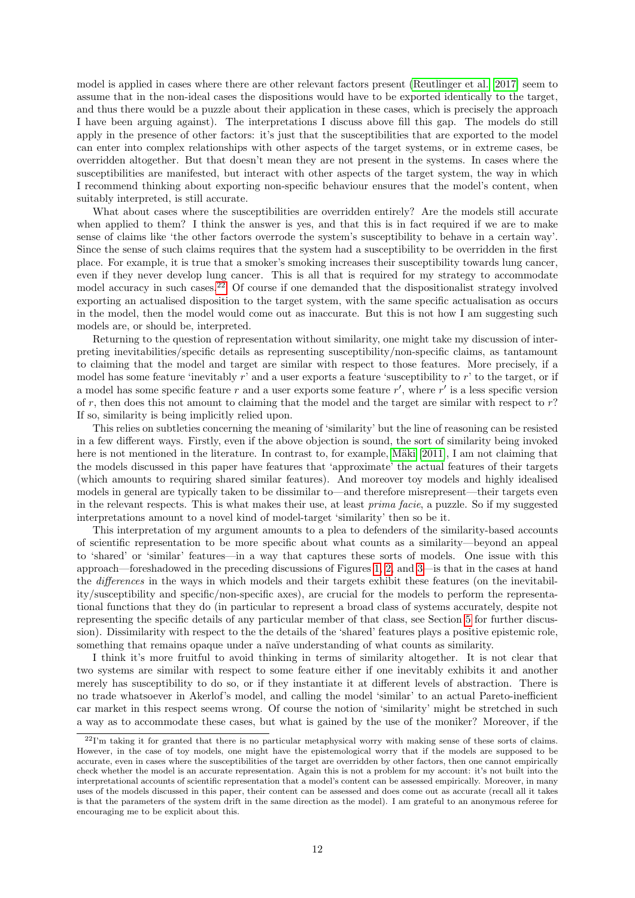model is applied in cases where there are other relevant factors present (Reutlinger et al. [2017] seem to assume that in the non-ideal cases the dispositions would have to be exported identically to the target, and thus there would be a puzzle about their application in these cases, which is precisely the approach I have been arguing against). The interpretations I discuss above fill this gap. The models do still apply in the presence of other factors: it's just that the susceptibilities that are exported to the model can enter into complex relationships with other aspects of the target systems, or in extreme cases, be overridden altogether. But that doesn't mean they are not present in the systems. In cases where the susceptibilities are manifested, but interact with other aspects of the target system, the way in which I recommend thinking about exporting non-specific behaviour ensures that the model's content, when suitably interpreted, is still accurate.

What about cases where the susceptibilities are overridden entirely? Are the models still accurate when applied to them? I think the answer is yes, and that this is in fact required if we are to make sense of claims like 'the other factors overrode the system's susceptibility to behave in a certain way'. Since the sense of such claims requires that the system had a susceptibility to be overridden in the first place. For example, it is true that a smoker's smoking increases their susceptibility towards lung cancer, even if they never develop lung cancer. This is all that is required for my strategy to accommodate model accuracy in such cases.[22] Of course if one demanded that the dispositionalist strategy involved exporting an actualised disposition to the target system, with the same specific actualisation as occurs in the model, then the model would come out as inaccurate. But this is not how I am suggesting such models are, or should be, interpreted.

Returning to the question of representation without similarity, one might take my discussion of interpreting inevitabilities/specific details as representing susceptibility/non-specific claims, as tantamount to claiming that the model and target are similar with respect to those features. More precisely, if a model has some feature 'inevitably $r$' and a user exports a feature 'susceptibility to $r$' to the target, or if a model has some specific feature $r$ and a user exports some feature $r'$, where $r'$ is a less specific version of $r$, then does this not amount to claiming that the model and the target are similar with respect to $r$? If so, similarity is being implicitly relied upon.

This relies on subtleties concerning the meaning of 'similarity' but the line of reasoning can be resisted in a few different ways. Firstly, even if the above objection is sound, the sort of similarity being invoked here is not mentioned in the literature. In contrast to, for example, Mäki [2011], I am not claiming that the models discussed in this paper have features that 'approximate' the actual features of their targets (which amounts to requiring shared similar features). And moreover toy models and highly idealised models in general are typically taken to be dissimilar to—and therefore misrepresent—their targets even in the relevant respects. This is what makes their use, at least *prima facie*, a puzzle. So if my suggested interpretations amount to a novel kind of model-target 'similarity' then so be it.

This interpretation of my argument amounts to a plea to defenders of the similarity-based accounts of scientific representation to be more specific about what counts as a similarity—beyond an appeal to 'shared' or 'similar' features—in a way that captures these sorts of models. One issue with this approach—foreshadowed in the preceding discussions of Figures 1, 2, and 3—is that in the cases at hand the *differences* in the ways in which models and their targets exhibit these features (on the inevitability/susceptibility and specific/non-specific axes), are crucial for the models to perform the representational functions that they do (in particular to represent a broad class of systems accurately, despite not representing the specific details of any particular member of that class, see Section 5 for further discussion). Dissimilarity with respect to the the details of the 'shared' features plays a positive epistemic role, something that remains opaque under a naïve understanding of what counts as similarity.

I think it's more fruitful to avoid thinking in terms of similarity altogether. It is not clear that two systems are similar with respect to some feature either if one inevitably exhibits it and another merely has susceptibility to do so, or if they instantiate it at different levels of abstraction. There is no trade whatsoever in Akerlof's model, and calling the model 'similar' to an actual Pareto-inefficient car market in this respect seems wrong. Of course the notion of 'similarity' might be stretched in such a way as to accommodate these cases, but what is gained by the use of the moniker? Moreover, if the

[22] I'm taking it for granted that there is no particular metaphysical worry with making sense of these sorts of claims. However, in the case of toy models, one might have the epistemological worry that if the models are supposed to be accurate, even in cases where the susceptibilities of the target are overridden by other factors, then one cannot empirically check whether the model is an accurate representation. Again this is not a problem for my account: it's not built into the interpretational accounts of scientific representation that a model's content can be assessed empirically. Moreover, in many uses of the models discussed in this paper, their content can be assessed and does come out as accurate (recall all it takes is that the parameters of the system drift in the same direction as the model). I am grateful to an anonymous referee for encouraging me to be explicit about this.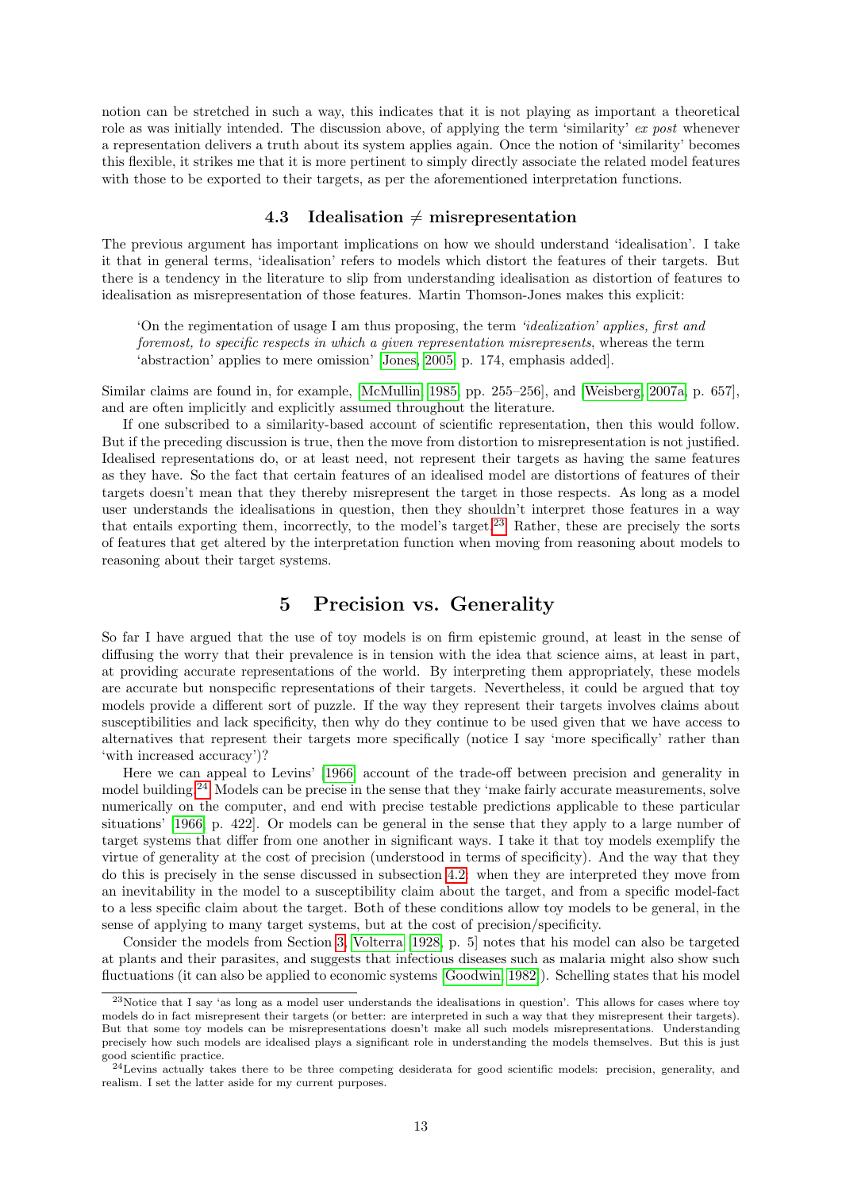notion can be stretched in such a way, this indicates that it is not playing as important a theoretical role as was initially intended. The discussion above, of applying the term 'similarity' *ex post* whenever a representation delivers a truth about its system applies again. Once the notion of 'similarity' becomes this flexible, it strikes me that it is more pertinent to simply directly associate the related model features with those to be exported to their targets, as per the aforementioned interpretation functions.

### 4.3 Idealisation $\neq$ misrepresentation

The previous argument has important implications on how we should understand 'idealisation'. I take it that in general terms, 'idealisation' refers to models which distort the features of their targets. But there is a tendency in the literature to slip from understanding idealisation as distortion of features to idealisation as misrepresentation of those features. Martin Thomson-Jones makes this explicit:

> 'On the regimentation of usage I am thus proposing, the term *'idealization' applies, first and foremost, to specific respects in which a given representation misrepresents*, whereas the term 'abstraction' applies to mere omission' [Jones, 2005, p. 174, emphasis added].

Similar claims are found in, for example, [McMullin, 1985, pp. 255–256], and [Weisberg, 2007a, p. 657], and are often implicitly and explicitly assumed throughout the literature.

If one subscribed to a similarity-based account of scientific representation, then this would follow. But if the preceding discussion is true, then the move from distortion to misrepresentation is not justified. Idealised representations do, or at least need, not represent their targets as having the same features as they have. So the fact that certain features of an idealised model are distortions of features of their targets doesn't mean that they thereby misrepresent the target in those respects. As long as a model user understands the idealisations in question, then they shouldn't interpret those features in a way that entails exporting them, incorrectly, to the model's target.[23] Rather, these are precisely the sorts of features that get altered by the interpretation function when moving from reasoning about models to reasoning about their target systems.

## 5 Precision vs. Generality

So far I have argued that the use of toy models is on firm epistemic ground, at least in the sense of diffusing the worry that their prevalence is in tension with the idea that science aims, at least in part, at providing accurate representations of the world. By interpreting them appropriately, these models are accurate but nonspecific representations of their targets. Nevertheless, it could be argued that toy models provide a different sort of puzzle. If the way they represent their targets involves claims about susceptibilities and lack specificity, then why do they continue to be used given that we have access to alternatives that represent their targets more specifically (notice I say 'more specifically' rather than 'with increased accuracy')?

Here we can appeal to Levins' [1966] account of the trade-off between precision and generality in model building.[24] Models can be precise in the sense that they 'make fairly accurate measurements, solve numerically on the computer, and end with precise testable predictions applicable to these particular situations' [1966, p. 422]. Or models can be general in the sense that they apply to a large number of target systems that differ from one another in significant ways. I take it that toy models exemplify the virtue of generality at the cost of precision (understood in terms of specificity). And the way that they do this is precisely in the sense discussed in subsection 4.2: when they are interpreted they move from an inevitability in the model to a susceptibility claim about the target, and from a specific model-fact to a less specific claim about the target. Both of these conditions allow toy models to be general, in the sense of applying to many target systems, but at the cost of precision/specificity.

Consider the models from Section 3. Volterra [1928, p. 5] notes that his model can also be targeted at plants and their parasites, and suggests that infectious diseases such as malaria might also show such fluctuations (it can also be applied to economic systems [Goodwin, 1982]). Schelling states that his model

[23] Notice that I say 'as long as a model user understands the idealisations in question'. This allows for cases where toy models do in fact misrepresent their targets (or better: are interpreted in such a way that they misrepresent their targets). But that some toy models can be misrepresentations doesn't make all such models misrepresentations. Understanding precisely how such models are idealised plays a significant role in understanding the models themselves. But this is just good scientific practice.

[24] Levins actually takes there to be three competing desiderata for good scientific models: precision, generality, and realism. I set the latter aside for my current purposes.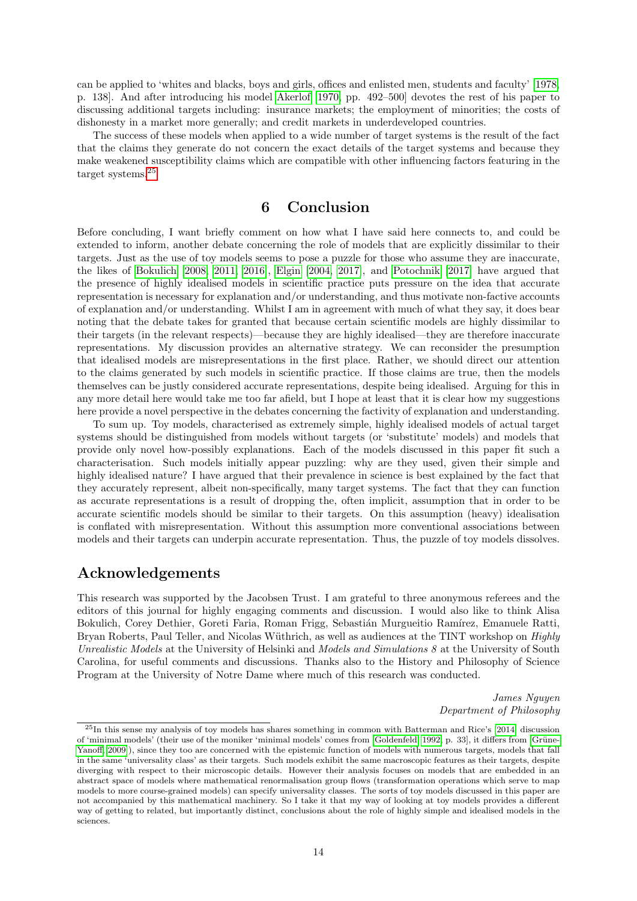can be applied to 'whites and blacks, boys and girls, offices and enlisted men, students and faculty' [1978, p. 138]. And after introducing his model Akerlof [1970, pp. 492–500] devotes the rest of his paper to discussing additional targets including: insurance markets; the employment of minorities; the costs of dishonesty in a market more generally; and credit markets in underdeveloped countries.

The success of these models when applied to a wide number of target systems is the result of the fact that the claims they generate do not concern the exact details of the target systems and because they make weakened susceptibility claims which are compatible with other influencing factors featuring in the target systems.[25]

## 6 Conclusion

Before concluding, I want briefly comment on how what I have said here connects to, and could be extended to inform, another debate concerning the role of models that are explicitly dissimilar to their targets. Just as the use of toy models seems to pose a puzzle for those who assume they are inaccurate, the likes of Bokulich [2008, 2011, 2016], Elgin [2004, 2017], and Potochnik [2017] have argued that the presence of highly idealised models in scientific practice puts pressure on the idea that accurate representation is necessary for explanation and/or understanding, and thus motivate non-factive accounts of explanation and/or understanding. Whilst I am in agreement with much of what they say, it does bear noting that the debate takes for granted that because certain scientific models are highly dissimilar to their targets (in the relevant respects)—because they are highly idealised—they are therefore inaccurate representations. My discussion provides an alternative strategy. We can reconsider the presumption that idealised models are misrepresentations in the first place. Rather, we should direct our attention to the claims generated by such models in scientific practice. If those claims are true, then the models themselves can be justly considered accurate representations, despite being idealised. Arguing for this in any more detail here would take me too far afield, but I hope at least that it is clear how my suggestions here provide a novel perspective in the debates concerning the factivity of explanation and understanding.

To sum up. Toy models, characterised as extremely simple, highly idealised models of actual target systems should be distinguished from models without targets (or 'substitute' models) and models that provide only novel how-possibly explanations. Each of the models discussed in this paper fit such a characterisation. Such models initially appear puzzling: why are they used, given their simple and highly idealised nature? I have argued that their prevalence in science is best explained by the fact that they accurately represent, albeit non-specifically, many target systems. The fact that they can function as accurate representations is a result of dropping the, often implicit, assumption that in order to be accurate scientific models should be similar to their targets. On this assumption (heavy) idealisation is conflated with misrepresentation. Without this assumption more conventional associations between models and their targets can underpin accurate representation. Thus, the puzzle of toy models dissolves.

## Acknowledgements

This research was supported by the Jacobsen Trust. I am grateful to three anonymous referees and the editors of this journal for highly engaging comments and discussion. I would also like to think Alisa Bokulich, Corey Dethier, Goreti Faria, Roman Frigg, Sebastián Murgueitio Ramírez, Emanuele Ratti, Bryan Roberts, Paul Teller, and Nicolas Wüthrich, as well as audiences at the TINT workshop on *Highly Unrealistic Models* at the University of Helsinki and *Models and Simulations 8* at the University of South Carolina, for useful comments and discussions. Thanks also to the History and Philosophy of Science Program at the University of Notre Dame where much of this research was conducted.

*James Nguyen*
*Department of Philosophy*

[25] In this sense my analysis of toy models has shares something in common with Batterman and Rice's [2014] discussion of 'minimal models' (their use of the moniker 'minimal models' comes from [Goldenfeld, 1992, p. 33], it differs from [Grüne-Yanoff, 2009]), since they too are concerned with the epistemic function of models with numerous targets, models that fall in the same 'universality class' as their targets. Such models exhibit the same macroscopic features as their targets, despite diverging with respect to their microscopic details. However their analysis focuses on models that are embedded in an abstract space of models where mathematical renormalisation group flows (transformation operations which serve to map models to more course-grained models) can specify universality classes. The sorts of toy models discussed in this paper are not accompanied by this mathematical machinery. So I take it that my way of looking at toy models provides a different way of getting to related, but importantly distinct, conclusions about the role of highly simple and idealised models in the sciences.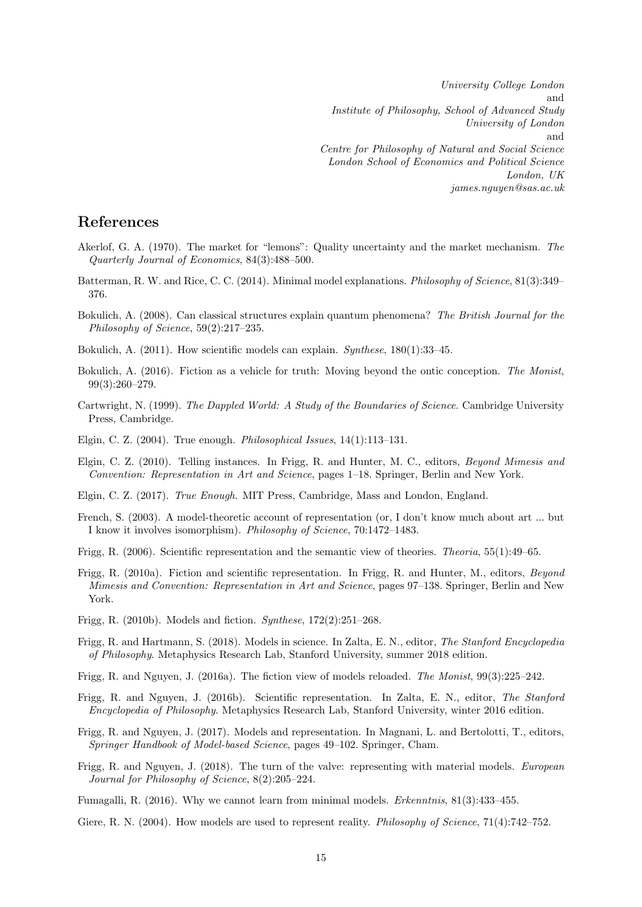*University College London*
and
*Institute of Philosophy, School of Advanced Study*
*University of London*
and
*Centre for Philosophy of Natural and Social Science*
*London School of Economics and Political Science*
*London, UK*
*james.nguyen@sas.ac.uk*

## References

Akerlof, G. A. (1970). The market for "lemons": Quality uncertainty and the market mechanism. *The Quarterly Journal of Economics*, 84(3):488–500.

Batterman, R. W. and Rice, C. C. (2014). Minimal model explanations. *Philosophy of Science*, 81(3):349–376.

Bokulich, A. (2008). Can classical structures explain quantum phenomena? *The British Journal for the Philosophy of Science*, 59(2):217–235.

Bokulich, A. (2011). How scientific models can explain. *Synthese*, 180(1):33–45.

Bokulich, A. (2016). Fiction as a vehicle for truth: Moving beyond the ontic conception. *The Monist*, 99(3):260–279.

Cartwright, N. (1999). *The Dappled World: A Study of the Boundaries of Science*. Cambridge University Press, Cambridge.

Elgin, C. Z. (2004). True enough. *Philosophical Issues*, 14(1):113–131.

Elgin, C. Z. (2010). Telling instances. In Frigg, R. and Hunter, M. C., editors, *Beyond Mimesis and Convention: Representation in Art and Science*, pages 1–18. Springer, Berlin and New York.

Elgin, C. Z. (2017). *True Enough*. MIT Press, Cambridge, Mass and London, England.

French, S. (2003). A model-theoretic account of representation (or, I don't know much about art ... but I know it involves isomorphism). *Philosophy of Science*, 70:1472–1483.

Frigg, R. (2006). Scientific representation and the semantic view of theories. *Theoria*, 55(1):49–65.

Frigg, R. (2010a). Fiction and scientific representation. In Frigg, R. and Hunter, M., editors, *Beyond Mimesis and Convention: Representation in Art and Science*, pages 97–138. Springer, Berlin and New York.

Frigg, R. (2010b). Models and fiction. *Synthese*, 172(2):251–268.

Frigg, R. and Hartmann, S. (2018). Models in science. In Zalta, E. N., editor, *The Stanford Encyclopedia of Philosophy*. Metaphysics Research Lab, Stanford University, summer 2018 edition.

Frigg, R. and Nguyen, J. (2016a). The fiction view of models reloaded. *The Monist*, 99(3):225–242.

Frigg, R. and Nguyen, J. (2016b). Scientific representation. In Zalta, E. N., editor, *The Stanford Encyclopedia of Philosophy*. Metaphysics Research Lab, Stanford University, winter 2016 edition.

Frigg, R. and Nguyen, J. (2017). Models and representation. In Magnani, L. and Bertolotti, T., editors, *Springer Handbook of Model-based Science*, pages 49–102. Springer, Cham.

Frigg, R. and Nguyen, J. (2018). The turn of the valve: representing with material models. *European Journal for Philosophy of Science*, 8(2):205–224.

Fumagalli, R. (2016). Why we cannot learn from minimal models. *Erkenntnis*, 81(3):433–455.

Giere, R. N. (2004). How models are used to represent reality. *Philosophy of Science*, 71(4):742–752.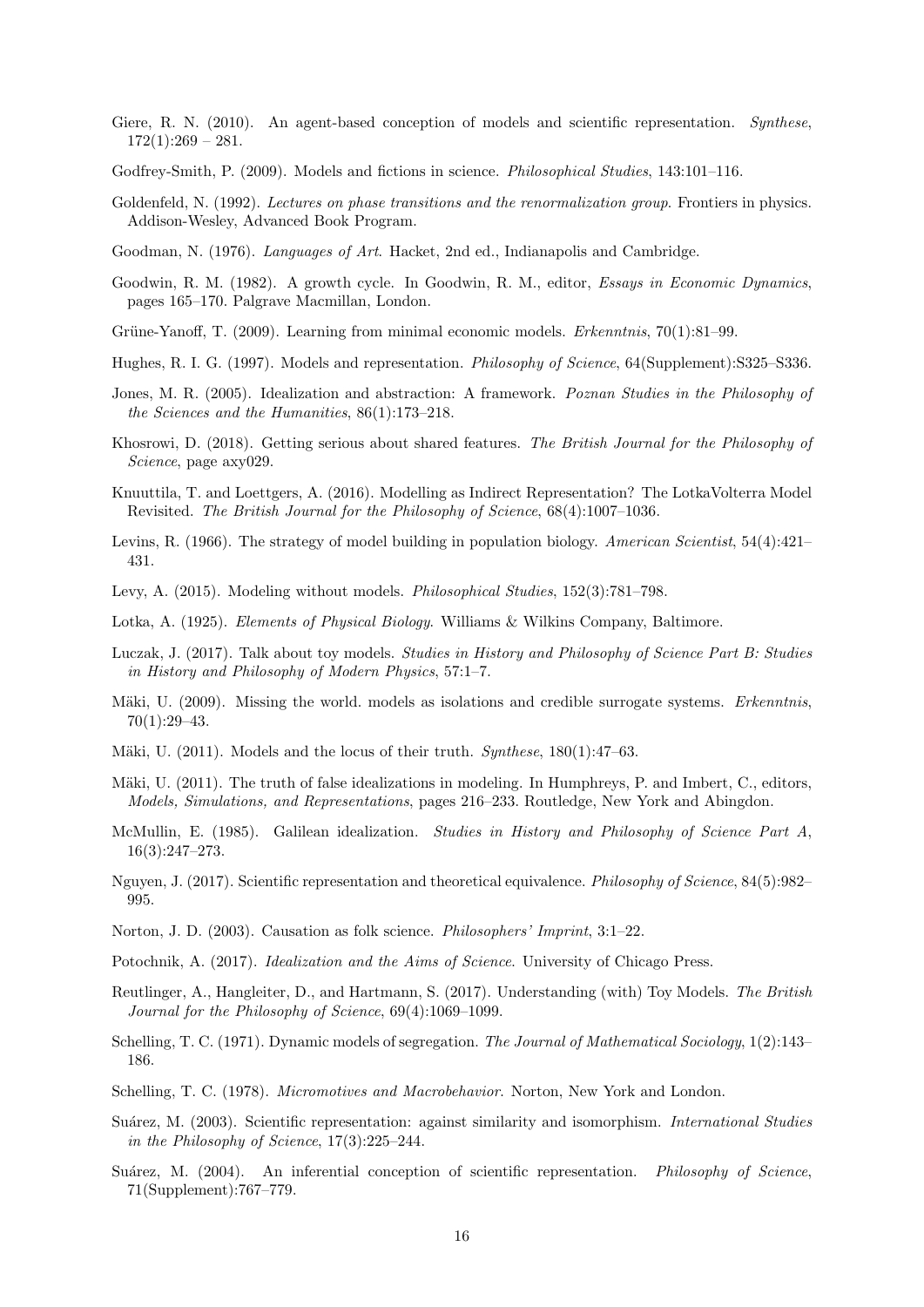Giere, R. N. (2010). An agent-based conception of models and scientific representation. *Synthese*, 172(1):269 – 281.

Godfrey-Smith, P. (2009). Models and fictions in science. *Philosophical Studies*, 143:101–116.

Goldenfeld, N. (1992). *Lectures on phase transitions and the renormalization group*. Frontiers in physics. Addison-Wesley, Advanced Book Program.

Goodman, N. (1976). *Languages of Art*. Hacket, 2nd ed., Indianapolis and Cambridge.

Goodwin, R. M. (1982). A growth cycle. In Goodwin, R. M., editor, *Essays in Economic Dynamics*, pages 165–170. Palgrave Macmillan, London.

Grüne-Yanoff, T. (2009). Learning from minimal economic models. *Erkenntnis*, 70(1):81–99.

Hughes, R. I. G. (1997). Models and representation. *Philosophy of Science*, 64(Supplement):S325–S336.

Jones, M. R. (2005). Idealization and abstraction: A framework. *Poznan Studies in the Philosophy of the Sciences and the Humanities*, 86(1):173–218.

Khosrowi, D. (2018). Getting serious about shared features. *The British Journal for the Philosophy of Science*, page axy029.

Knuuttila, T. and Loettgers, A. (2016). Modelling as Indirect Representation? The LotkaVolterra Model Revisited. *The British Journal for the Philosophy of Science*, 68(4):1007–1036.

Levins, R. (1966). The strategy of model building in population biology. *American Scientist*, 54(4):421–431.

Levy, A. (2015). Modeling without models. *Philosophical Studies*, 152(3):781–798.

Lotka, A. (1925). *Elements of Physical Biology*. Williams & Wilkins Company, Baltimore.

Luczak, J. (2017). Talk about toy models. *Studies in History and Philosophy of Science Part B: Studies in History and Philosophy of Modern Physics*, 57:1–7.

Mäki, U. (2009). Missing the world. models as isolations and credible surrogate systems. *Erkenntnis*, 70(1):29–43.

Mäki, U. (2011). Models and the locus of their truth. *Synthese*, 180(1):47–63.

Mäki, U. (2011). The truth of false idealizations in modeling. In Humphreys, P. and Imbert, C., editors, *Models, Simulations, and Representations*, pages 216–233. Routledge, New York and Abingdon.

McMullin, E. (1985). Galilean idealization. *Studies in History and Philosophy of Science Part A*, 16(3):247–273.

Nguyen, J. (2017). Scientific representation and theoretical equivalence. *Philosophy of Science*, 84(5):982–995.

Norton, J. D. (2003). Causation as folk science. *Philosophers' Imprint*, 3:1–22.

Potochnik, A. (2017). *Idealization and the Aims of Science*. University of Chicago Press.

Reutlinger, A., Hangleiter, D., and Hartmann, S. (2017). Understanding (with) Toy Models. *The British Journal for the Philosophy of Science*, 69(4):1069–1099.

Schelling, T. C. (1971). Dynamic models of segregation. *The Journal of Mathematical Sociology*, 1(2):143–186.

Schelling, T. C. (1978). *Micromotives and Macrobehavior*. Norton, New York and London.

Suárez, M. (2003). Scientific representation: against similarity and isomorphism. *International Studies in the Philosophy of Science*, 17(3):225–244.

Suárez, M. (2004). An inferential conception of scientific representation. *Philosophy of Science*, 71(Supplement):767–779.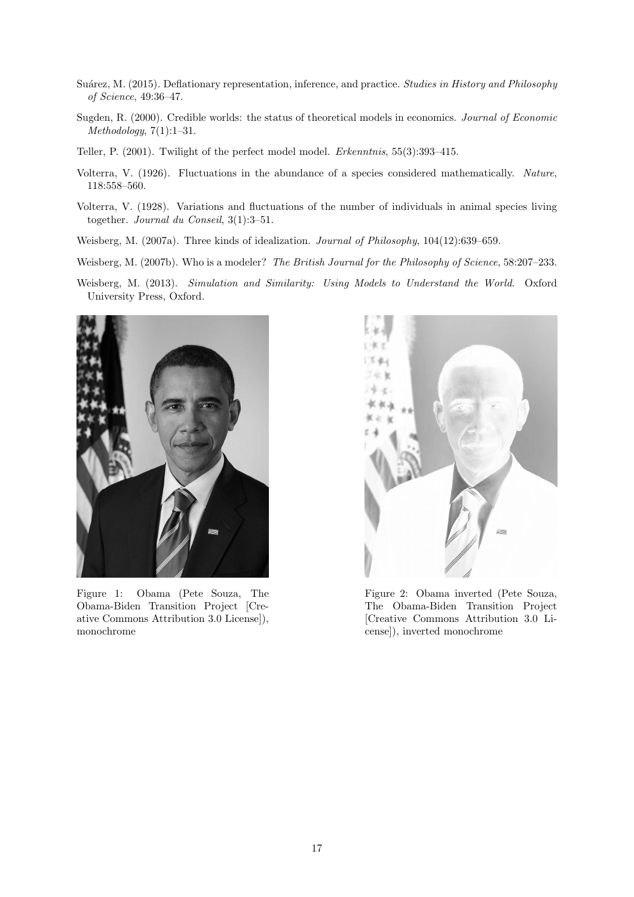Suárez, M. (2015). Deflationary representation, inference, and practice. *Studies in History and Philosophy of Science*, 49:36–47.

Sugden, R. (2000). Credible worlds: the status of theoretical models in economics. *Journal of Economic Methodology*, 7(1):1–31.

Teller, P. (2001). Twilight of the perfect model model. *Erkenntnis*, 55(3):393–415.

Volterra, V. (1926). Fluctuations in the abundance of a species considered mathematically. *Nature*, 118:558–560.

Volterra, V. (1928). Variations and fluctuations of the number of individuals in animal species living together. *Journal du Conseil*, 3(1):3–51.

Weisberg, M. (2007a). Three kinds of idealization. *Journal of Philosophy*, 104(12):639–659.

Weisberg, M. (2007b). Who is a modeler? *The British Journal for the Philosophy of Science*, 58:207–233.

Weisberg, M. (2013). *Simulation and Similarity: Using Models to Understand the World*. Oxford University Press, Oxford.

Figure 1: Obama (Pete Souza, The Obama-Biden Transition Project [Creative Commons Attribution 3.0 License]), monochrome

Figure 2: Obama inverted (Pete Souza, The Obama-Biden Transition Project [Creative Commons Attribution 3.0 License]), inverted monochrome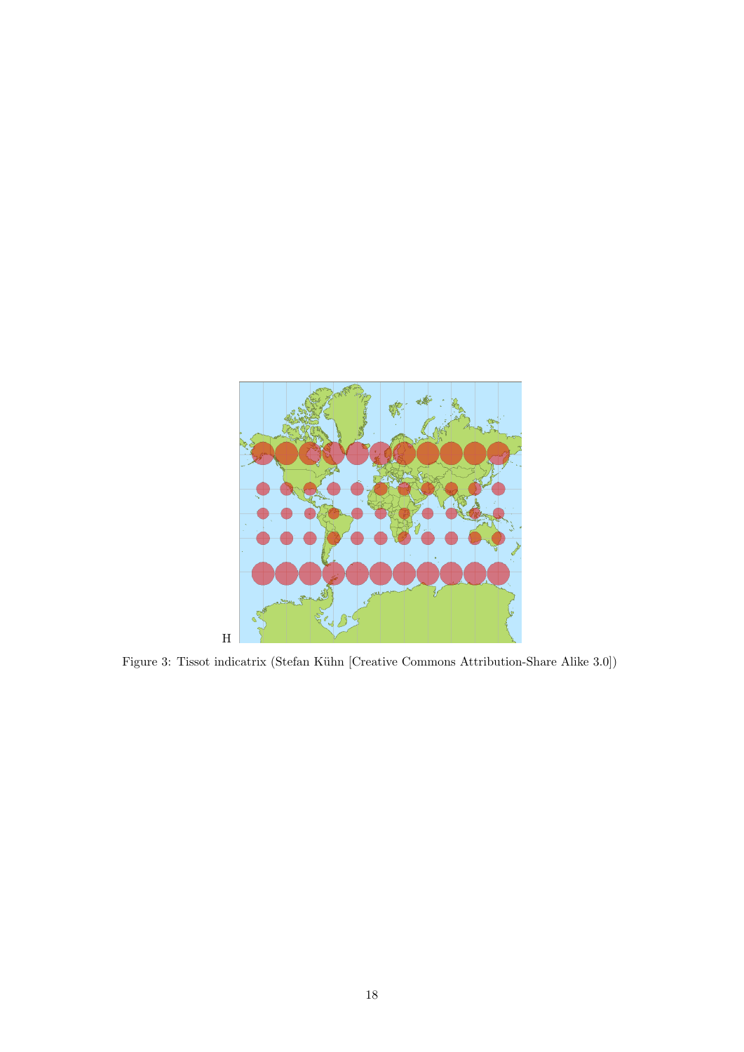H

Figure 3: Tissot indicatrix (Stefan Kühn [Creative Commons Attribution-Share Alike 3.0])